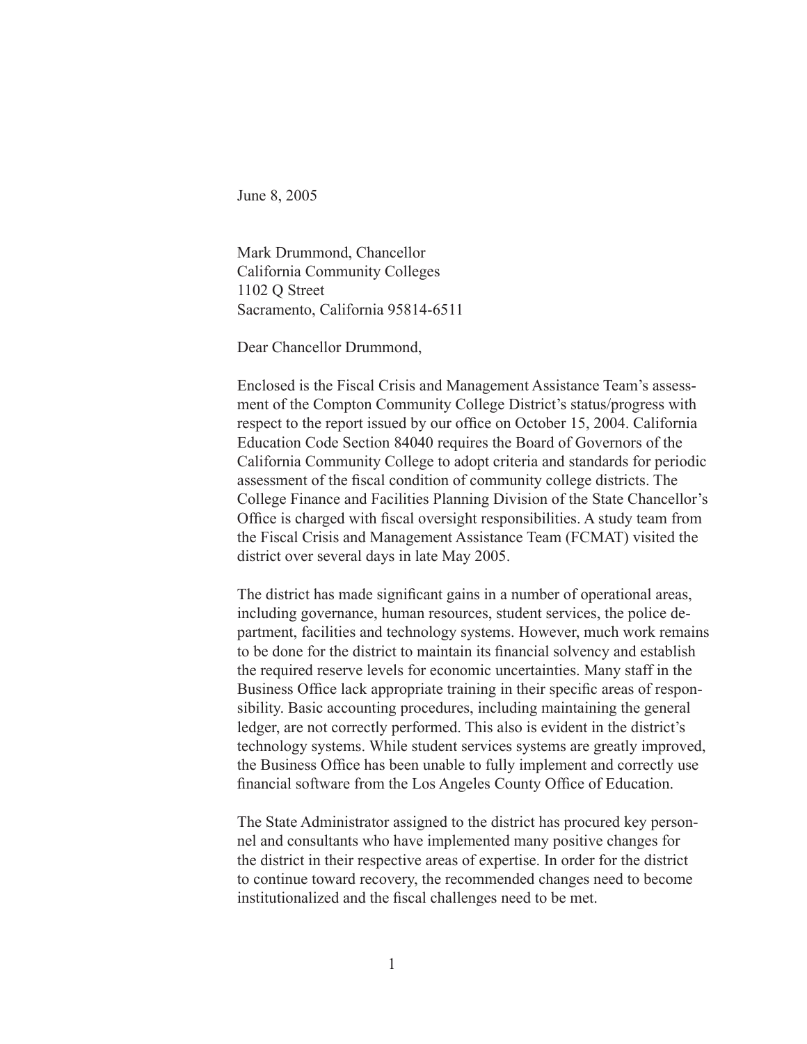June 8, 2005

Mark Drummond, Chancellor
California Community Colleges
1102 Q Street
Sacramento, California 95814-6511

Dear Chancellor Drummond,

Enclosed is the Fiscal Crisis and Management Assistance Team's assessment of the Compton Community College District's status/progress with respect to the report issued by our office on October 15, 2004. California Education Code Section 84040 requires the Board of Governors of the California Community College to adopt criteria and standards for periodic assessment of the fiscal condition of community college districts. The College Finance and Facilities Planning Division of the State Chancellor's Office is charged with fiscal oversight responsibilities. A study team from the Fiscal Crisis and Management Assistance Team (FCMAT) visited the district over several days in late May 2005.

The district has made significant gains in a number of operational areas, including governance, human resources, student services, the police department, facilities and technology systems. However, much work remains to be done for the district to maintain its financial solvency and establish the required reserve levels for economic uncertainties. Many staff in the Business Office lack appropriate training in their specific areas of responsibility. Basic accounting procedures, including maintaining the general ledger, are not correctly performed. This also is evident in the district's technology systems. While student services systems are greatly improved, the Business Office has been unable to fully implement and correctly use financial software from the Los Angeles County Office of Education.

The State Administrator assigned to the district has procured key personnel and consultants who have implemented many positive changes for the district in their respective areas of expertise. In order for the district to continue toward recovery, the recommended changes need to become institutionalized and the fiscal challenges need to be met.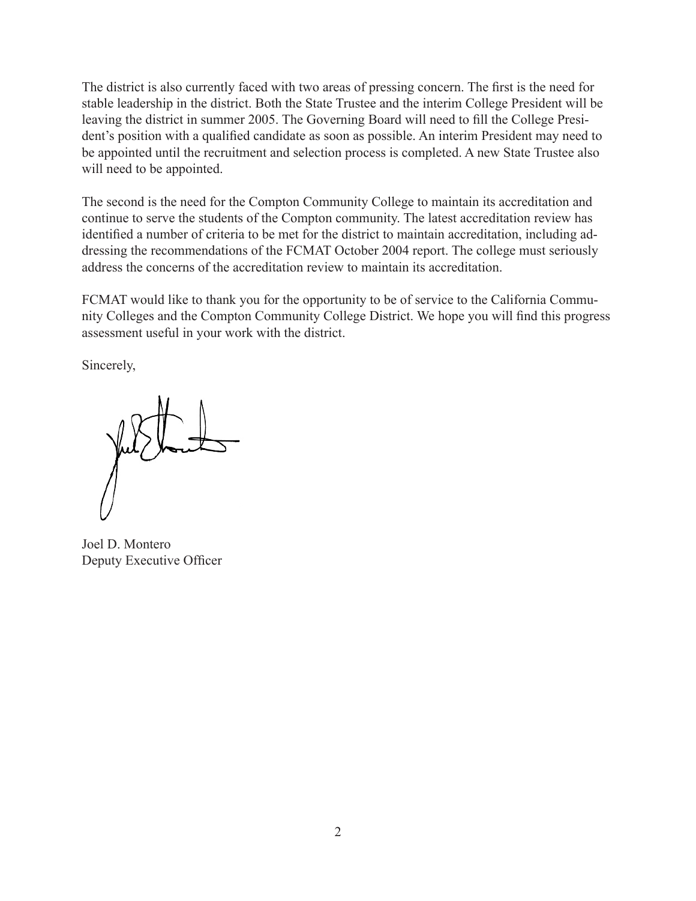The district is also currently faced with two areas of pressing concern. The first is the need for stable leadership in the district. Both the State Trustee and the interim College President will be leaving the district in summer 2005. The Governing Board will need to fill the College President's position with a qualified candidate as soon as possible. An interim President may need to be appointed until the recruitment and selection process is completed. A new State Trustee also will need to be appointed.

The second is the need for the Compton Community College to maintain its accreditation and continue to serve the students of the Compton community. The latest accreditation review has identified a number of criteria to be met for the district to maintain accreditation, including addressing the recommendations of the FCMAT October 2004 report. The college must seriously address the concerns of the accreditation review to maintain its accreditation.

FCMAT would like to thank you for the opportunity to be of service to the California Community Colleges and the Compton Community College District. We hope you will find this progress assessment useful in your work with the district.

Sincerely,

Joel D. Montero
Deputy Executive Officer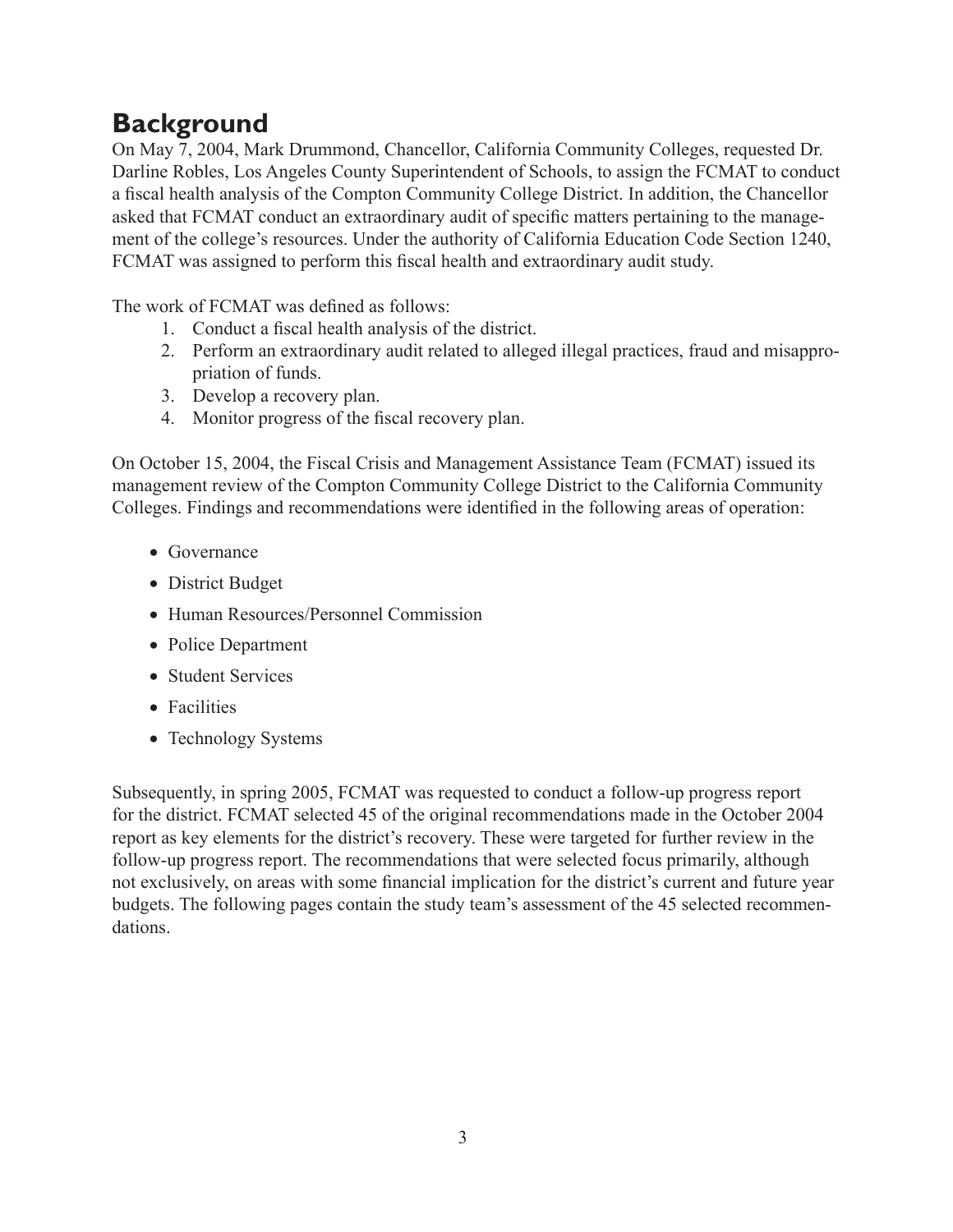## Background

On May 7, 2004, Mark Drummond, Chancellor, California Community Colleges, requested Dr. Darline Robles, Los Angeles County Superintendent of Schools, to assign the FCMAT to conduct a fiscal health analysis of the Compton Community College District. In addition, the Chancellor asked that FCMAT conduct an extraordinary audit of specific matters pertaining to the management of the college's resources. Under the authority of California Education Code Section 1240, FCMAT was assigned to perform this fiscal health and extraordinary audit study.

The work of FCMAT was defined as follows:

1. Conduct a fiscal health analysis of the district.
2. Perform an extraordinary audit related to alleged illegal practices, fraud and misappropriation of funds.
3. Develop a recovery plan.
4. Monitor progress of the fiscal recovery plan.

On October 15, 2004, the Fiscal Crisis and Management Assistance Team (FCMAT) issued its management review of the Compton Community College District to the California Community Colleges. Findings and recommendations were identified in the following areas of operation:

- Governance
- District Budget
- Human Resources/Personnel Commission
- Police Department
- Student Services
- Facilities
- Technology Systems

Subsequently, in spring 2005, FCMAT was requested to conduct a follow-up progress report for the district. FCMAT selected 45 of the original recommendations made in the October 2004 report as key elements for the district's recovery. These were targeted for further review in the follow-up progress report. The recommendations that were selected focus primarily, although not exclusively, on areas with some financial implication for the district's current and future year budgets. The following pages contain the study team's assessment of the 45 selected recommendations.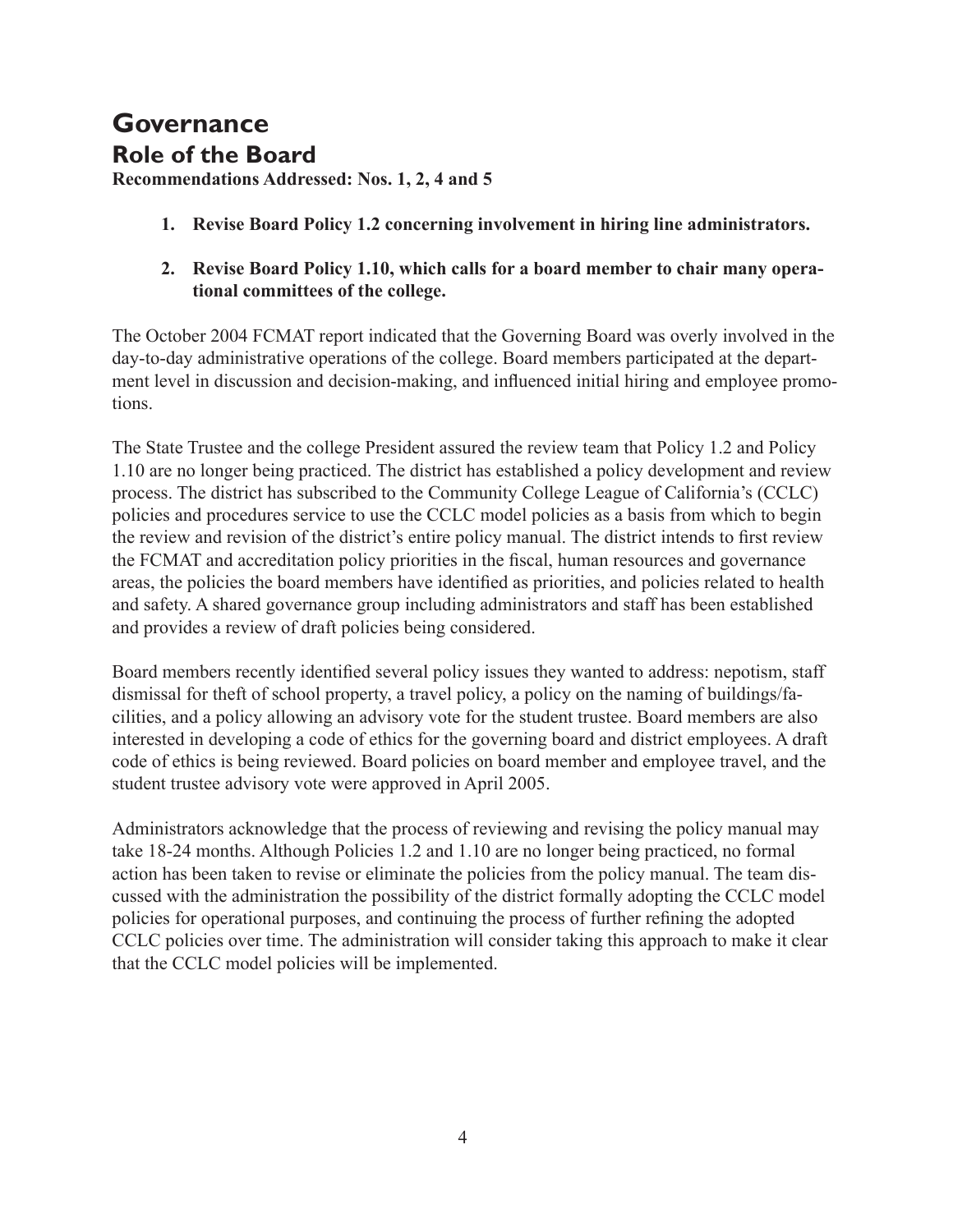# Governance

## Role of the Board

**Recommendations Addressed: Nos. 1, 2, 4 and 5**

1. **Revise Board Policy 1.2 concerning involvement in hiring line administrators.**

2. **Revise Board Policy 1.10, which calls for a board member to chair many operational committees of the college.**

The October 2004 FCMAT report indicated that the Governing Board was overly involved in the day-to-day administrative operations of the college. Board members participated at the department level in discussion and decision-making, and influenced initial hiring and employee promotions.

The State Trustee and the college President assured the review team that Policy 1.2 and Policy 1.10 are no longer being practiced. The district has established a policy development and review process. The district has subscribed to the Community College League of California's (CCLC) policies and procedures service to use the CCLC model policies as a basis from which to begin the review and revision of the district's entire policy manual. The district intends to first review the FCMAT and accreditation policy priorities in the fiscal, human resources and governance areas, the policies the board members have identified as priorities, and policies related to health and safety. A shared governance group including administrators and staff has been established and provides a review of draft policies being considered.

Board members recently identified several policy issues they wanted to address: nepotism, staff dismissal for theft of school property, a travel policy, a policy on the naming of buildings/facilities, and a policy allowing an advisory vote for the student trustee. Board members are also interested in developing a code of ethics for the governing board and district employees. A draft code of ethics is being reviewed. Board policies on board member and employee travel, and the student trustee advisory vote were approved in April 2005.

Administrators acknowledge that the process of reviewing and revising the policy manual may take 18-24 months. Although Policies 1.2 and 1.10 are no longer being practiced, no formal action has been taken to revise or eliminate the policies from the policy manual. The team discussed with the administration the possibility of the district formally adopting the CCLC model policies for operational purposes, and continuing the process of further refining the adopted CCLC policies over time. The administration will consider taking this approach to make it clear that the CCLC model policies will be implemented.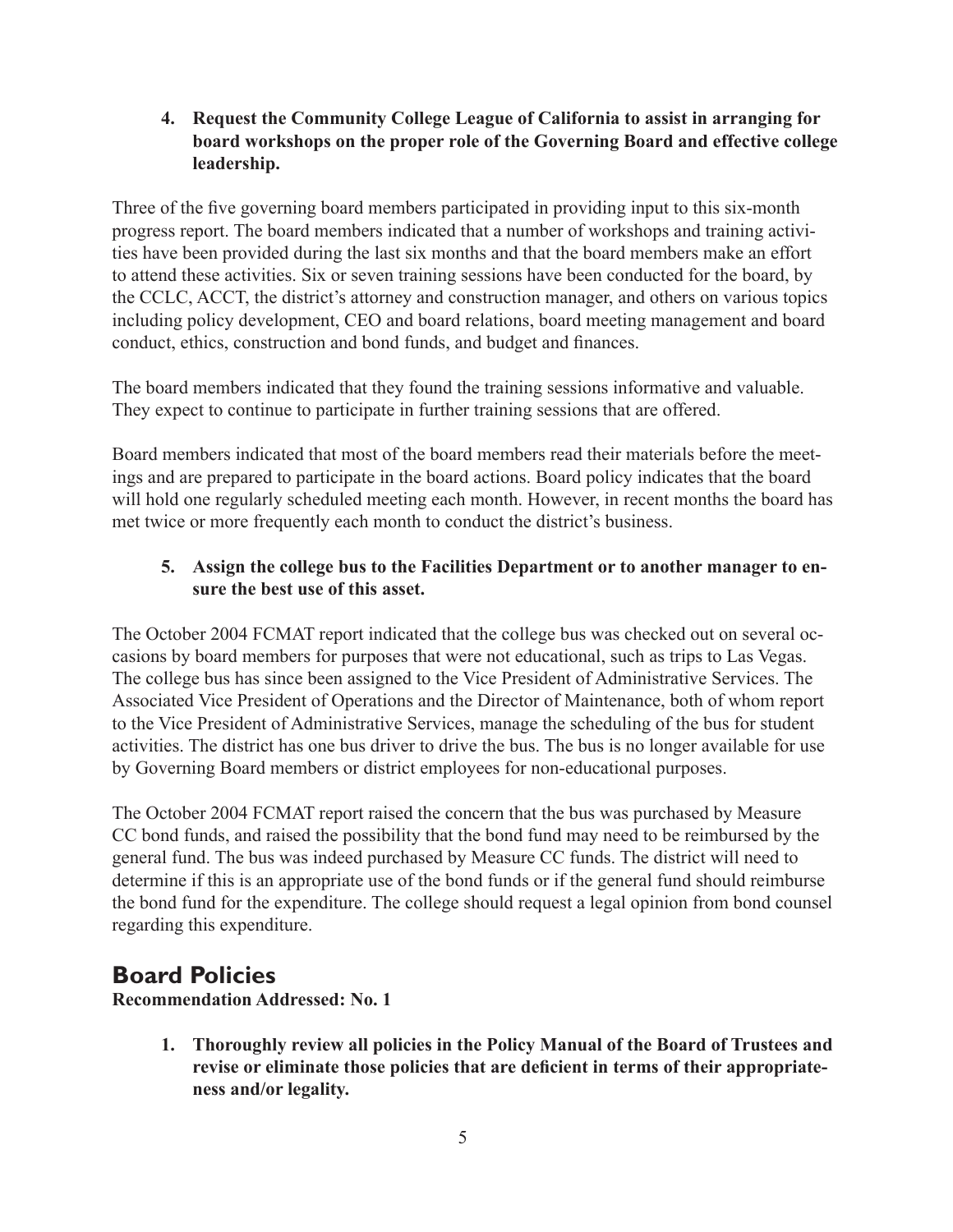4. **Request the Community College League of California to assist in arranging for board workshops on the proper role of the Governing Board and effective college leadership.**

Three of the five governing board members participated in providing input to this six-month progress report. The board members indicated that a number of workshops and training activities have been provided during the last six months and that the board members make an effort to attend these activities. Six or seven training sessions have been conducted for the board, by the CCLC, ACCT, the district's attorney and construction manager, and others on various topics including policy development, CEO and board relations, board meeting management and board conduct, ethics, construction and bond funds, and budget and finances.

The board members indicated that they found the training sessions informative and valuable. They expect to continue to participate in further training sessions that are offered.

Board members indicated that most of the board members read their materials before the meetings and are prepared to participate in the board actions. Board policy indicates that the board will hold one regularly scheduled meeting each month. However, in recent months the board has met twice or more frequently each month to conduct the district's business.

5. **Assign the college bus to the Facilities Department or to another manager to ensure the best use of this asset.**

The October 2004 FCMAT report indicated that the college bus was checked out on several occasions by board members for purposes that were not educational, such as trips to Las Vegas. The college bus has since been assigned to the Vice President of Administrative Services. The Associated Vice President of Operations and the Director of Maintenance, both of whom report to the Vice President of Administrative Services, manage the scheduling of the bus for student activities. The district has one bus driver to drive the bus. The bus is no longer available for use by Governing Board members or district employees for non-educational purposes.

The October 2004 FCMAT report raised the concern that the bus was purchased by Measure CC bond funds, and raised the possibility that the bond fund may need to be reimbursed by the general fund. The bus was indeed purchased by Measure CC funds. The district will need to determine if this is an appropriate use of the bond funds or if the general fund should reimburse the bond fund for the expenditure. The college should request a legal opinion from bond counsel regarding this expenditure.

## Board Policies

**Recommendation Addressed: No. 1**

1. **Thoroughly review all policies in the Policy Manual of the Board of Trustees and revise or eliminate those policies that are deficient in terms of their appropriateness and/or legality.**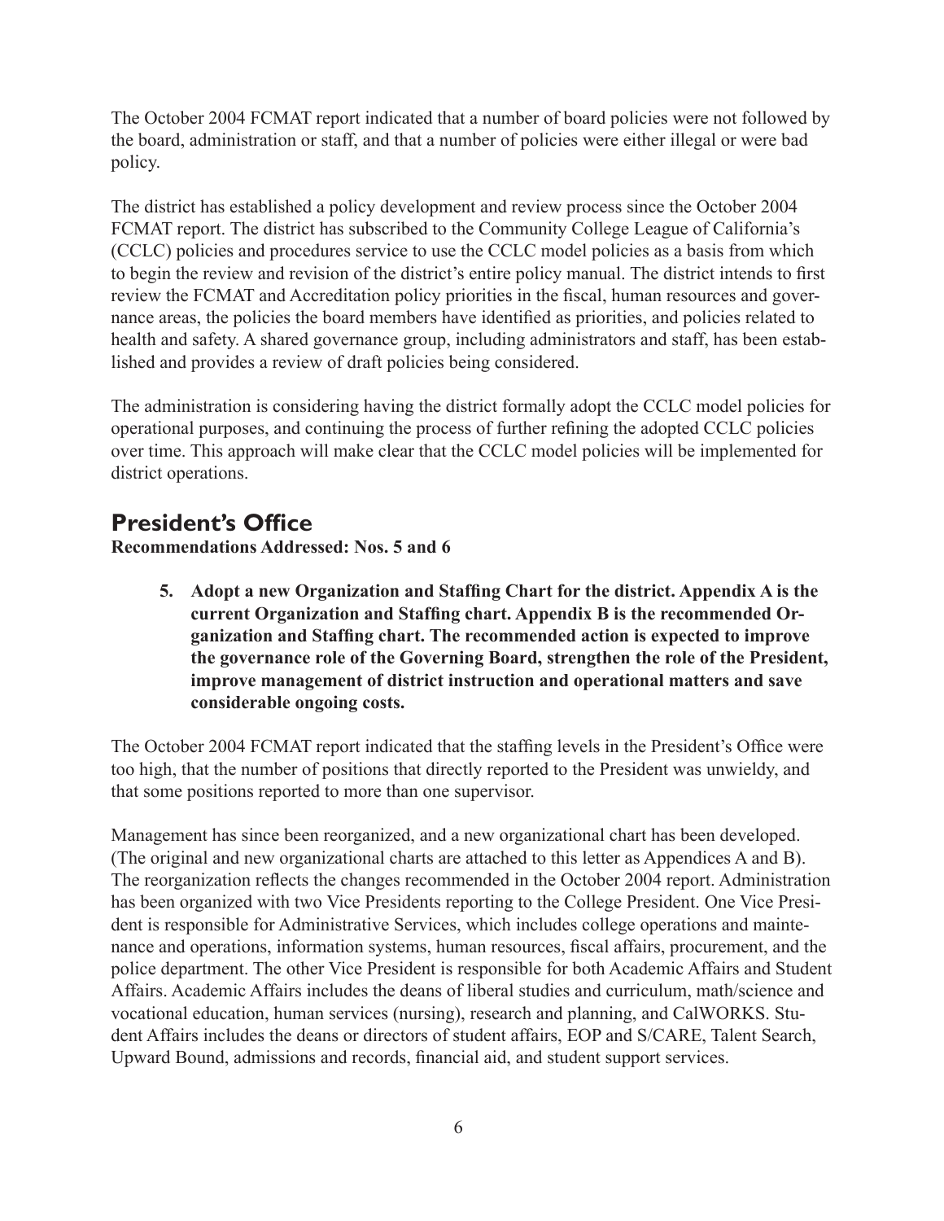The October 2004 FCMAT report indicated that a number of board policies were not followed by the board, administration or staff, and that a number of policies were either illegal or were bad policy.

The district has established a policy development and review process since the October 2004 FCMAT report. The district has subscribed to the Community College League of California's (CCLC) policies and procedures service to use the CCLC model policies as a basis from which to begin the review and revision of the district's entire policy manual. The district intends to first review the FCMAT and Accreditation policy priorities in the fiscal, human resources and governance areas, the policies the board members have identified as priorities, and policies related to health and safety. A shared governance group, including administrators and staff, has been established and provides a review of draft policies being considered.

The administration is considering having the district formally adopt the CCLC model policies for operational purposes, and continuing the process of further refining the adopted CCLC policies over time. This approach will make clear that the CCLC model policies will be implemented for district operations.

## President's Office

**Recommendations Addressed: Nos. 5 and 6**

5. **Adopt a new Organization and Staffing Chart for the district. Appendix A is the current Organization and Staffing chart. Appendix B is the recommended Organization and Staffing chart. The recommended action is expected to improve the governance role of the Governing Board, strengthen the role of the President, improve management of district instruction and operational matters and save considerable ongoing costs.**

The October 2004 FCMAT report indicated that the staffing levels in the President's Office were too high, that the number of positions that directly reported to the President was unwieldy, and that some positions reported to more than one supervisor.

Management has since been reorganized, and a new organizational chart has been developed. (The original and new organizational charts are attached to this letter as Appendices A and B). The reorganization reflects the changes recommended in the October 2004 report. Administration has been organized with two Vice Presidents reporting to the College President. One Vice President is responsible for Administrative Services, which includes college operations and maintenance and operations, information systems, human resources, fiscal affairs, procurement, and the police department. The other Vice President is responsible for both Academic Affairs and Student Affairs. Academic Affairs includes the deans of liberal studies and curriculum, math/science and vocational education, human services (nursing), research and planning, and CalWORKS. Student Affairs includes the deans or directors of student affairs, EOP and S/CARE, Talent Search, Upward Bound, admissions and records, financial aid, and student support services.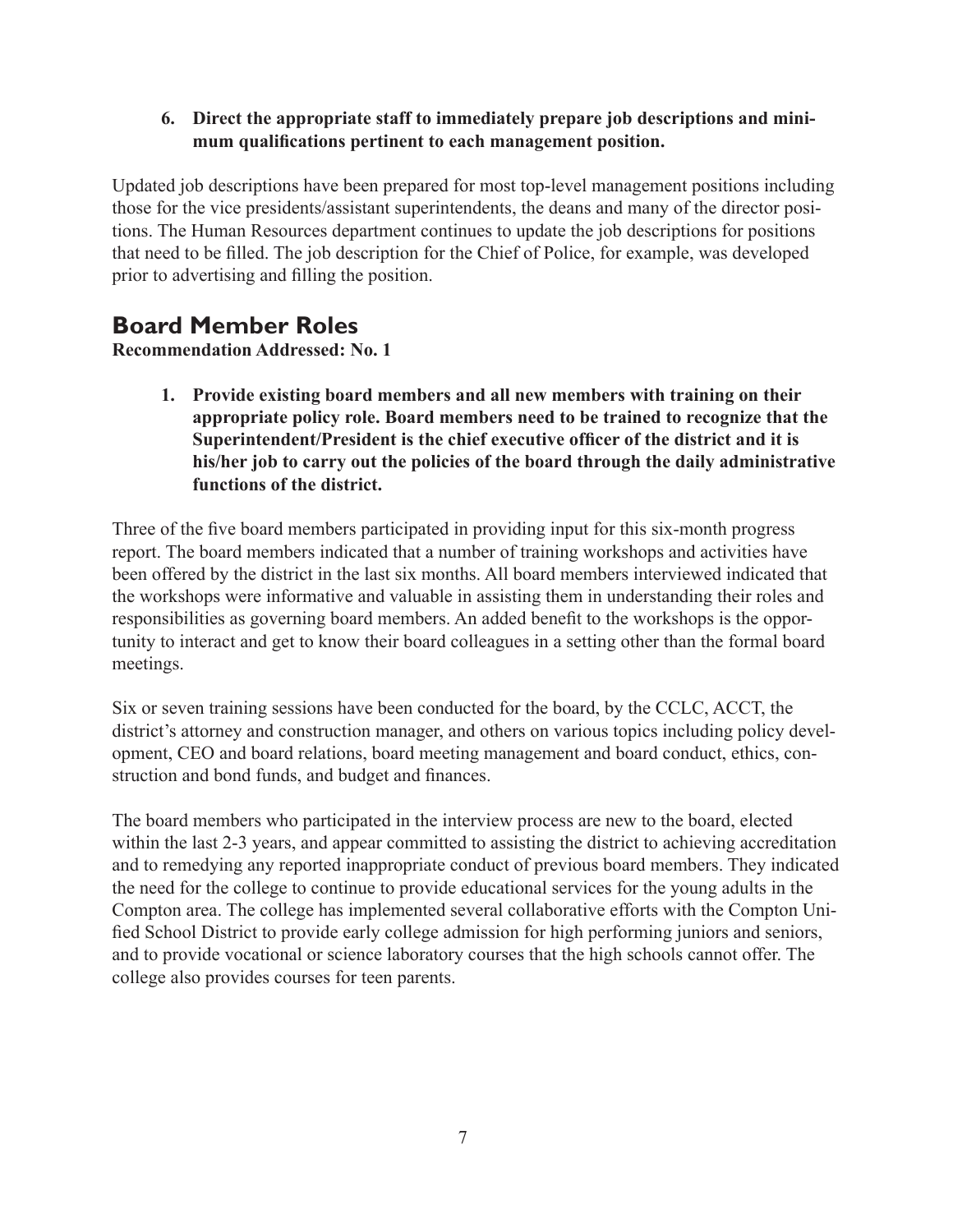6. **Direct the appropriate staff to immediately prepare job descriptions and minimum qualifications pertinent to each management position.**

Updated job descriptions have been prepared for most top-level management positions including those for the vice presidents/assistant superintendents, the deans and many of the director positions. The Human Resources department continues to update the job descriptions for positions that need to be filled. The job description for the Chief of Police, for example, was developed prior to advertising and filling the position.

## Board Member Roles

**Recommendation Addressed: No. 1**

1. **Provide existing board members and all new members with training on their appropriate policy role. Board members need to be trained to recognize that the Superintendent/President is the chief executive officer of the district and it is his/her job to carry out the policies of the board through the daily administrative functions of the district.**

Three of the five board members participated in providing input for this six-month progress report. The board members indicated that a number of training workshops and activities have been offered by the district in the last six months. All board members interviewed indicated that the workshops were informative and valuable in assisting them in understanding their roles and responsibilities as governing board members. An added benefit to the workshops is the opportunity to interact and get to know their board colleagues in a setting other than the formal board meetings.

Six or seven training sessions have been conducted for the board, by the CCLC, ACCT, the district's attorney and construction manager, and others on various topics including policy development, CEO and board relations, board meeting management and board conduct, ethics, construction and bond funds, and budget and finances.

The board members who participated in the interview process are new to the board, elected within the last 2-3 years, and appear committed to assisting the district to achieving accreditation and to remedying any reported inappropriate conduct of previous board members. They indicated the need for the college to continue to provide educational services for the young adults in the Compton area. The college has implemented several collaborative efforts with the Compton Unified School District to provide early college admission for high performing juniors and seniors, and to provide vocational or science laboratory courses that the high schools cannot offer. The college also provides courses for teen parents.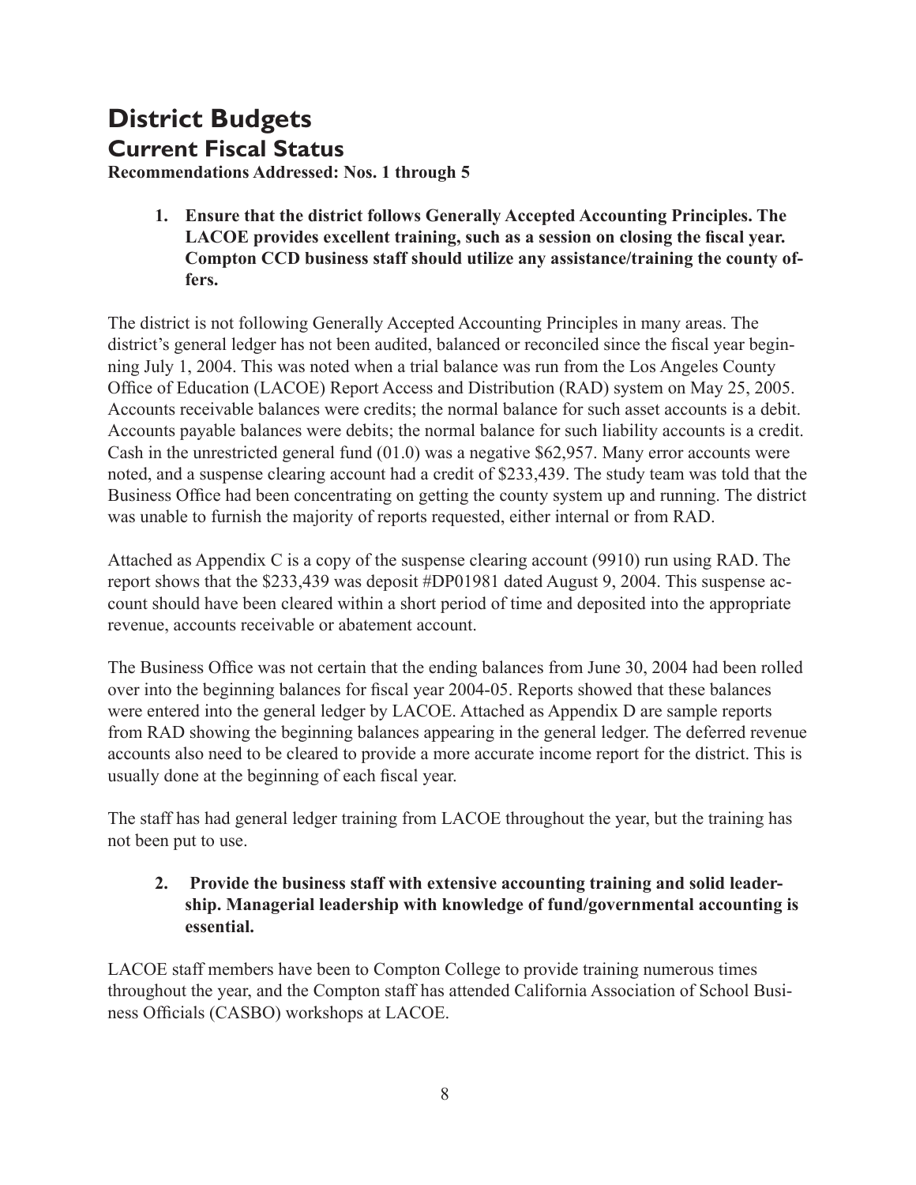# District Budgets

## Current Fiscal Status

**Recommendations Addressed: Nos. 1 through 5**

1. **Ensure that the district follows Generally Accepted Accounting Principles. The LACOE provides excellent training, such as a session on closing the fiscal year. Compton CCD business staff should utilize any assistance/training the county offers.**

The district is not following Generally Accepted Accounting Principles in many areas. The district's general ledger has not been audited, balanced or reconciled since the fiscal year beginning July 1, 2004. This was noted when a trial balance was run from the Los Angeles County Office of Education (LACOE) Report Access and Distribution (RAD) system on May 25, 2005. Accounts receivable balances were credits; the normal balance for such asset accounts is a debit. Accounts payable balances were debits; the normal balance for such liability accounts is a credit. Cash in the unrestricted general fund (01.0) was a negative $62,957. Many error accounts were noted, and a suspense clearing account had a credit of $233,439. The study team was told that the Business Office had been concentrating on getting the county system up and running. The district was unable to furnish the majority of reports requested, either internal or from RAD.

Attached as Appendix C is a copy of the suspense clearing account (9910) run using RAD. The report shows that the $233,439 was deposit #DP01981 dated August 9, 2004. This suspense account should have been cleared within a short period of time and deposited into the appropriate revenue, accounts receivable or abatement account.

The Business Office was not certain that the ending balances from June 30, 2004 had been rolled over into the beginning balances for fiscal year 2004-05. Reports showed that these balances were entered into the general ledger by LACOE. Attached as Appendix D are sample reports from RAD showing the beginning balances appearing in the general ledger. The deferred revenue accounts also need to be cleared to provide a more accurate income report for the district. This is usually done at the beginning of each fiscal year.

The staff has had general ledger training from LACOE throughout the year, but the training has not been put to use.

2. **Provide the business staff with extensive accounting training and solid leadership. Managerial leadership with knowledge of fund/governmental accounting is essential.**

LACOE staff members have been to Compton College to provide training numerous times throughout the year, and the Compton staff has attended California Association of School Business Officials (CASBO) workshops at LACOE.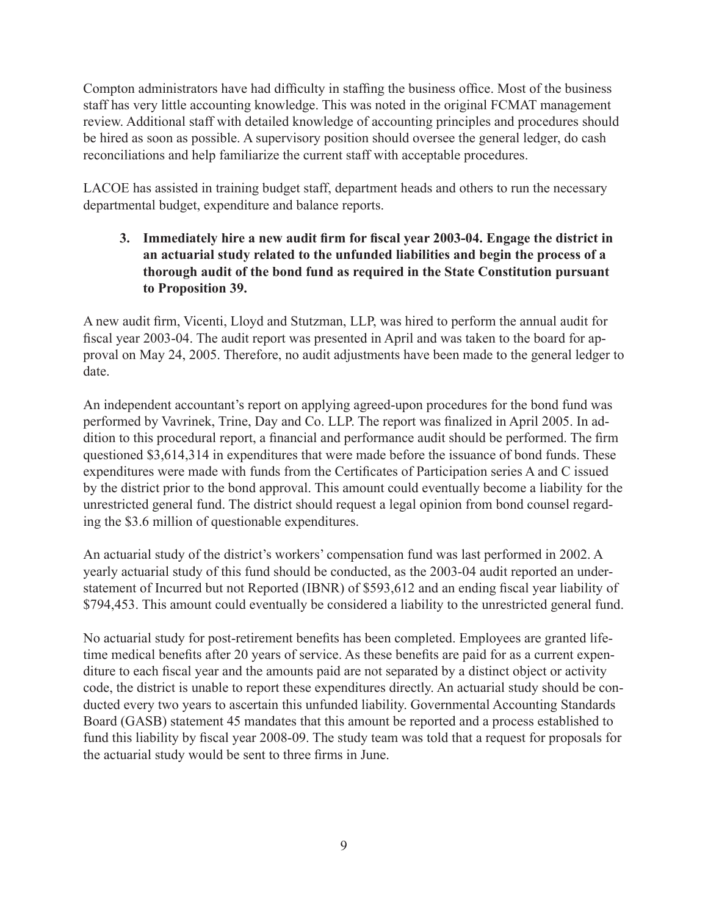Compton administrators have had difficulty in staffing the business office. Most of the business staff has very little accounting knowledge. This was noted in the original FCMAT management review. Additional staff with detailed knowledge of accounting principles and procedures should be hired as soon as possible. A supervisory position should oversee the general ledger, do cash reconciliations and help familiarize the current staff with acceptable procedures.

LACOE has assisted in training budget staff, department heads and others to run the necessary departmental budget, expenditure and balance reports.

3. **Immediately hire a new audit firm for fiscal year 2003-04. Engage the district in an actuarial study related to the unfunded liabilities and begin the process of a thorough audit of the bond fund as required in the State Constitution pursuant to Proposition 39.**

A new audit firm, Vicenti, Lloyd and Stutzman, LLP, was hired to perform the annual audit for fiscal year 2003-04. The audit report was presented in April and was taken to the board for approval on May 24, 2005. Therefore, no audit adjustments have been made to the general ledger to date.

An independent accountant's report on applying agreed-upon procedures for the bond fund was performed by Vavrinek, Trine, Day and Co. LLP. The report was finalized in April 2005. In addition to this procedural report, a financial and performance audit should be performed. The firm questioned $3,614,314 in expenditures that were made before the issuance of bond funds. These expenditures were made with funds from the Certificates of Participation series A and C issued by the district prior to the bond approval. This amount could eventually become a liability for the unrestricted general fund. The district should request a legal opinion from bond counsel regarding the $3.6 million of questionable expenditures.

An actuarial study of the district's workers' compensation fund was last performed in 2002. A yearly actuarial study of this fund should be conducted, as the 2003-04 audit reported an understatement of Incurred but not Reported (IBNR) of $593,612 and an ending fiscal year liability of $794,453. This amount could eventually be considered a liability to the unrestricted general fund.

No actuarial study for post-retirement benefits has been completed. Employees are granted lifetime medical benefits after 20 years of service. As these benefits are paid for as a current expenditure to each fiscal year and the amounts paid are not separated by a distinct object or activity code, the district is unable to report these expenditures directly. An actuarial study should be conducted every two years to ascertain this unfunded liability. Governmental Accounting Standards Board (GASB) statement 45 mandates that this amount be reported and a process established to fund this liability by fiscal year 2008-09. The study team was told that a request for proposals for the actuarial study would be sent to three firms in June.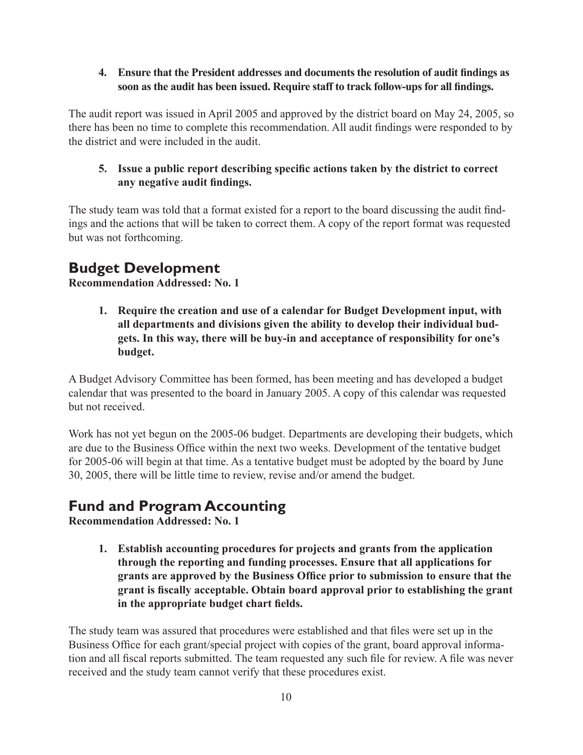**4. Ensure that the President addresses and documents the resolution of audit findings as soon as the audit has been issued. Require staff to track follow-ups for all findings.**

The audit report was issued in April 2005 and approved by the district board on May 24, 2005, so there has been no time to complete this recommendation. All audit findings were responded to by the district and were included in the audit.

**5. Issue a public report describing specific actions taken by the district to correct any negative audit findings.**

The study team was told that a format existed for a report to the board discussing the audit findings and the actions that will be taken to correct them. A copy of the report format was requested but was not forthcoming.

## Budget Development

**Recommendation Addressed: No. 1**

**1. Require the creation and use of a calendar for Budget Development input, with all departments and divisions given the ability to develop their individual budgets. In this way, there will be buy-in and acceptance of responsibility for one's budget.**

A Budget Advisory Committee has been formed, has been meeting and has developed a budget calendar that was presented to the board in January 2005. A copy of this calendar was requested but not received.

Work has not yet begun on the 2005-06 budget. Departments are developing their budgets, which are due to the Business Office within the next two weeks. Development of the tentative budget for 2005-06 will begin at that time. As a tentative budget must be adopted by the board by June 30, 2005, there will be little time to review, revise and/or amend the budget.

## Fund and Program Accounting

**Recommendation Addressed: No. 1**

**1. Establish accounting procedures for projects and grants from the application through the reporting and funding processes. Ensure that all applications for grants are approved by the Business Office prior to submission to ensure that the grant is fiscally acceptable. Obtain board approval prior to establishing the grant in the appropriate budget chart fields.**

The study team was assured that procedures were established and that files were set up in the Business Office for each grant/special project with copies of the grant, board approval information and all fiscal reports submitted. The team requested any such file for review. A file was never received and the study team cannot verify that these procedures exist.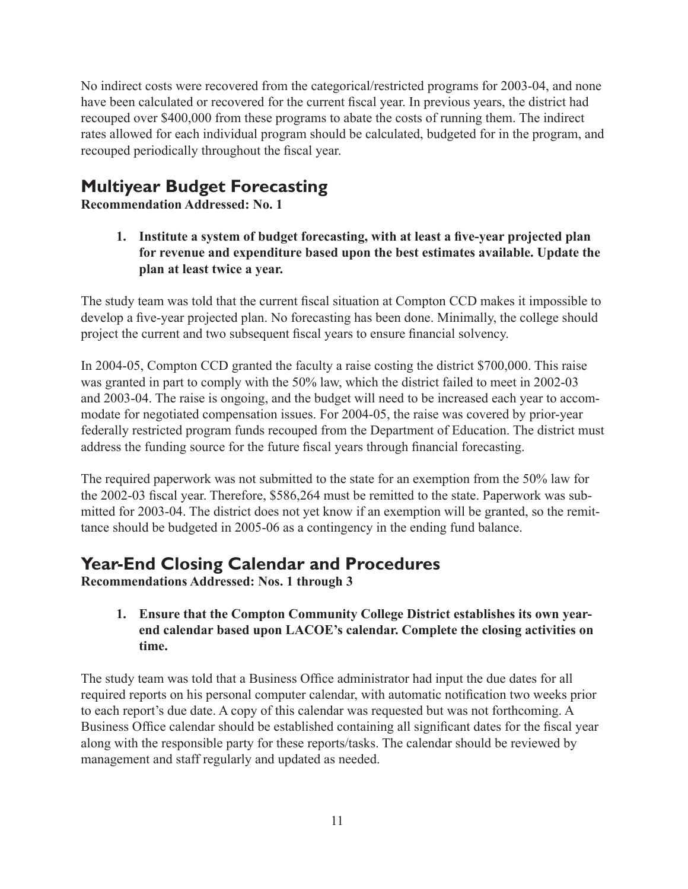No indirect costs were recovered from the categorical/restricted programs for 2003-04, and none have been calculated or recovered for the current fiscal year. In previous years, the district had recouped over $400,000 from these programs to abate the costs of running them. The indirect rates allowed for each individual program should be calculated, budgeted for in the program, and recouped periodically throughout the fiscal year.

## Multiyear Budget Forecasting

**Recommendation Addressed: No. 1**

1. **Institute a system of budget forecasting, with at least a five-year projected plan for revenue and expenditure based upon the best estimates available. Update the plan at least twice a year.**

The study team was told that the current fiscal situation at Compton CCD makes it impossible to develop a five-year projected plan. No forecasting has been done. Minimally, the college should project the current and two subsequent fiscal years to ensure financial solvency.

In 2004-05, Compton CCD granted the faculty a raise costing the district $700,000. This raise was granted in part to comply with the 50% law, which the district failed to meet in 2002-03 and 2003-04. The raise is ongoing, and the budget will need to be increased each year to accommodate for negotiated compensation issues. For 2004-05, the raise was covered by prior-year federally restricted program funds recouped from the Department of Education. The district must address the funding source for the future fiscal years through financial forecasting.

The required paperwork was not submitted to the state for an exemption from the 50% law for the 2002-03 fiscal year. Therefore, $586,264 must be remitted to the state. Paperwork was submitted for 2003-04. The district does not yet know if an exemption will be granted, so the remittance should be budgeted in 2005-06 as a contingency in the ending fund balance.

## Year-End Closing Calendar and Procedures

**Recommendations Addressed: Nos. 1 through 3**

1. **Ensure that the Compton Community College District establishes its own year-end calendar based upon LACOE's calendar. Complete the closing activities on time.**

The study team was told that a Business Office administrator had input the due dates for all required reports on his personal computer calendar, with automatic notification two weeks prior to each report's due date. A copy of this calendar was requested but was not forthcoming. A Business Office calendar should be established containing all significant dates for the fiscal year along with the responsible party for these reports/tasks. The calendar should be reviewed by management and staff regularly and updated as needed.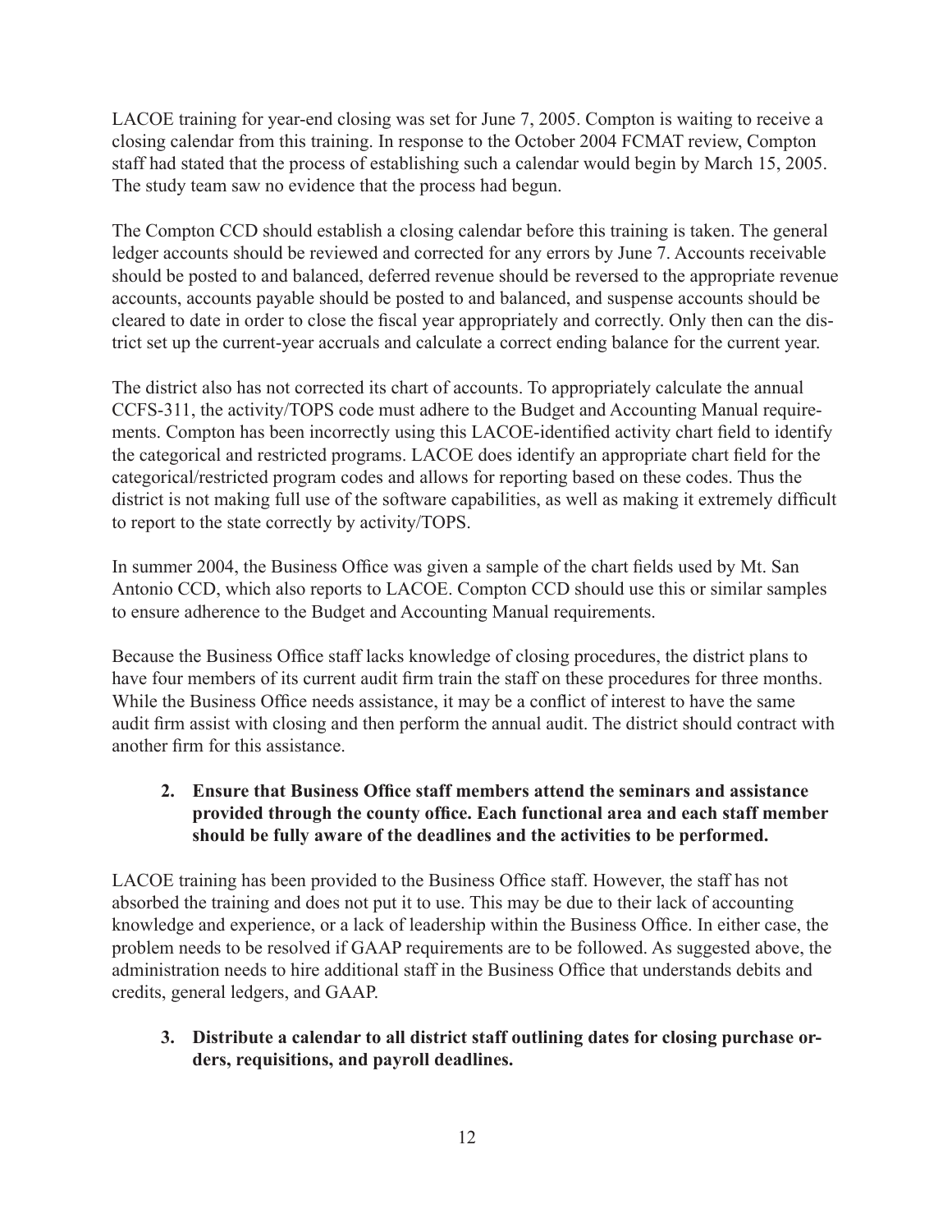LACOE training for year-end closing was set for June 7, 2005. Compton is waiting to receive a closing calendar from this training. In response to the October 2004 FCMAT review, Compton staff had stated that the process of establishing such a calendar would begin by March 15, 2005. The study team saw no evidence that the process had begun.

The Compton CCD should establish a closing calendar before this training is taken. The general ledger accounts should be reviewed and corrected for any errors by June 7. Accounts receivable should be posted to and balanced, deferred revenue should be reversed to the appropriate revenue accounts, accounts payable should be posted to and balanced, and suspense accounts should be cleared to date in order to close the fiscal year appropriately and correctly. Only then can the district set up the current-year accruals and calculate a correct ending balance for the current year.

The district also has not corrected its chart of accounts. To appropriately calculate the annual CCFS-311, the activity/TOPS code must adhere to the Budget and Accounting Manual requirements. Compton has been incorrectly using this LACOE-identified activity chart field to identify the categorical and restricted programs. LACOE does identify an appropriate chart field for the categorical/restricted program codes and allows for reporting based on these codes. Thus the district is not making full use of the software capabilities, as well as making it extremely difficult to report to the state correctly by activity/TOPS.

In summer 2004, the Business Office was given a sample of the chart fields used by Mt. San Antonio CCD, which also reports to LACOE. Compton CCD should use this or similar samples to ensure adherence to the Budget and Accounting Manual requirements.

Because the Business Office staff lacks knowledge of closing procedures, the district plans to have four members of its current audit firm train the staff on these procedures for three months. While the Business Office needs assistance, it may be a conflict of interest to have the same audit firm assist with closing and then perform the annual audit. The district should contract with another firm for this assistance.

2. **Ensure that Business Office staff members attend the seminars and assistance provided through the county office. Each functional area and each staff member should be fully aware of the deadlines and the activities to be performed.**

LACOE training has been provided to the Business Office staff. However, the staff has not absorbed the training and does not put it to use. This may be due to their lack of accounting knowledge and experience, or a lack of leadership within the Business Office. In either case, the problem needs to be resolved if GAAP requirements are to be followed. As suggested above, the administration needs to hire additional staff in the Business Office that understands debits and credits, general ledgers, and GAAP.

3. **Distribute a calendar to all district staff outlining dates for closing purchase orders, requisitions, and payroll deadlines.**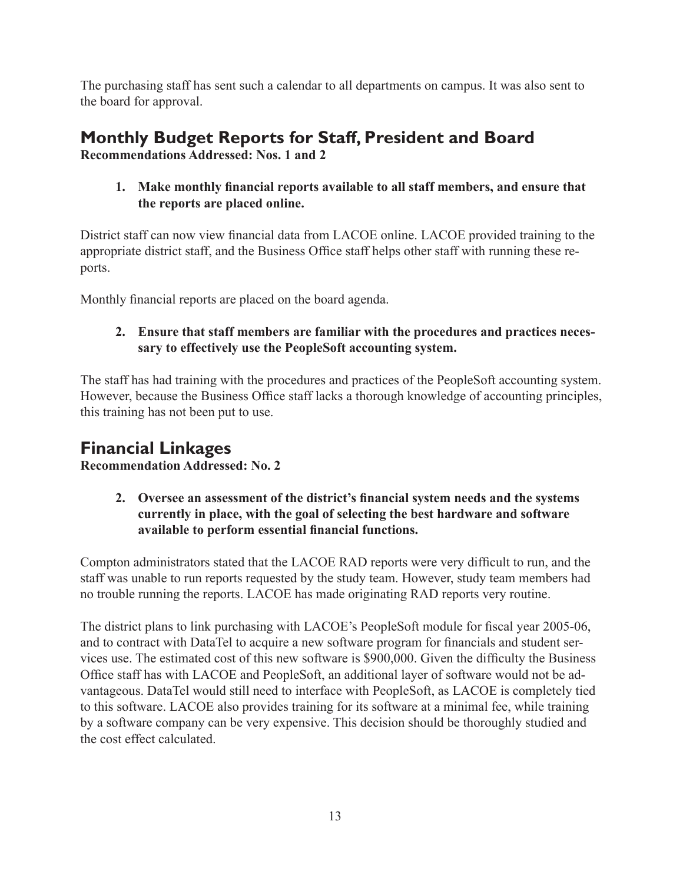The purchasing staff has sent such a calendar to all departments on campus. It was also sent to the board for approval.

## Monthly Budget Reports for Staff, President and Board

**Recommendations Addressed: Nos. 1 and 2**

> **1. Make monthly financial reports available to all staff members, and ensure that the reports are placed online.**

District staff can now view financial data from LACOE online. LACOE provided training to the appropriate district staff, and the Business Office staff helps other staff with running these reports.

Monthly financial reports are placed on the board agenda.

> **2. Ensure that staff members are familiar with the procedures and practices necessary to effectively use the PeopleSoft accounting system.**

The staff has had training with the procedures and practices of the PeopleSoft accounting system. However, because the Business Office staff lacks a thorough knowledge of accounting principles, this training has not been put to use.

## Financial Linkages

**Recommendation Addressed: No. 2**

> **2. Oversee an assessment of the district's financial system needs and the systems currently in place, with the goal of selecting the best hardware and software available to perform essential financial functions.**

Compton administrators stated that the LACOE RAD reports were very difficult to run, and the staff was unable to run reports requested by the study team. However, study team members had no trouble running the reports. LACOE has made originating RAD reports very routine.

The district plans to link purchasing with LACOE's PeopleSoft module for fiscal year 2005-06, and to contract with DataTel to acquire a new software program for financials and student services use. The estimated cost of this new software is $900,000. Given the difficulty the Business Office staff has with LACOE and PeopleSoft, an additional layer of software would not be advantageous. DataTel would still need to interface with PeopleSoft, as LACOE is completely tied to this software. LACOE also provides training for its software at a minimal fee, while training by a software company can be very expensive. This decision should be thoroughly studied and the cost effect calculated.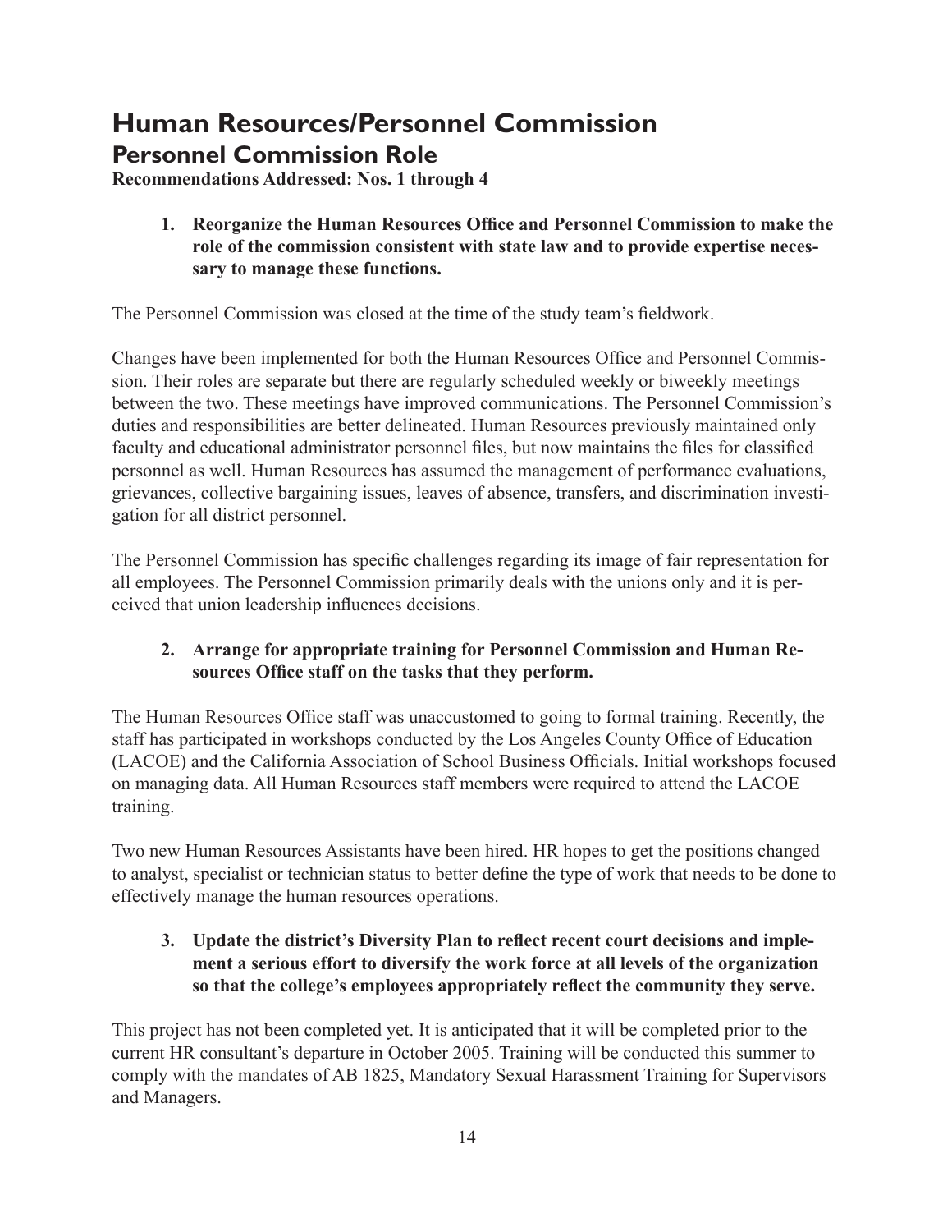# Human Resources/Personnel Commission

## Personnel Commission Role

**Recommendations Addressed: Nos. 1 through 4**

1. **Reorganize the Human Resources Office and Personnel Commission to make the role of the commission consistent with state law and to provide expertise necessary to manage these functions.**

The Personnel Commission was closed at the time of the study team's fieldwork.

Changes have been implemented for both the Human Resources Office and Personnel Commission. Their roles are separate but there are regularly scheduled weekly or biweekly meetings between the two. These meetings have improved communications. The Personnel Commission's duties and responsibilities are better delineated. Human Resources previously maintained only faculty and educational administrator personnel files, but now maintains the files for classified personnel as well. Human Resources has assumed the management of performance evaluations, grievances, collective bargaining issues, leaves of absence, transfers, and discrimination investigation for all district personnel.

The Personnel Commission has specific challenges regarding its image of fair representation for all employees. The Personnel Commission primarily deals with the unions only and it is perceived that union leadership influences decisions.

2. **Arrange for appropriate training for Personnel Commission and Human Resources Office staff on the tasks that they perform.**

The Human Resources Office staff was unaccustomed to going to formal training. Recently, the staff has participated in workshops conducted by the Los Angeles County Office of Education (LACOE) and the California Association of School Business Officials. Initial workshops focused on managing data. All Human Resources staff members were required to attend the LACOE training.

Two new Human Resources Assistants have been hired. HR hopes to get the positions changed to analyst, specialist or technician status to better define the type of work that needs to be done to effectively manage the human resources operations.

3. **Update the district's Diversity Plan to reflect recent court decisions and implement a serious effort to diversify the work force at all levels of the organization so that the college's employees appropriately reflect the community they serve.**

This project has not been completed yet. It is anticipated that it will be completed prior to the current HR consultant's departure in October 2005. Training will be conducted this summer to comply with the mandates of AB 1825, Mandatory Sexual Harassment Training for Supervisors and Managers.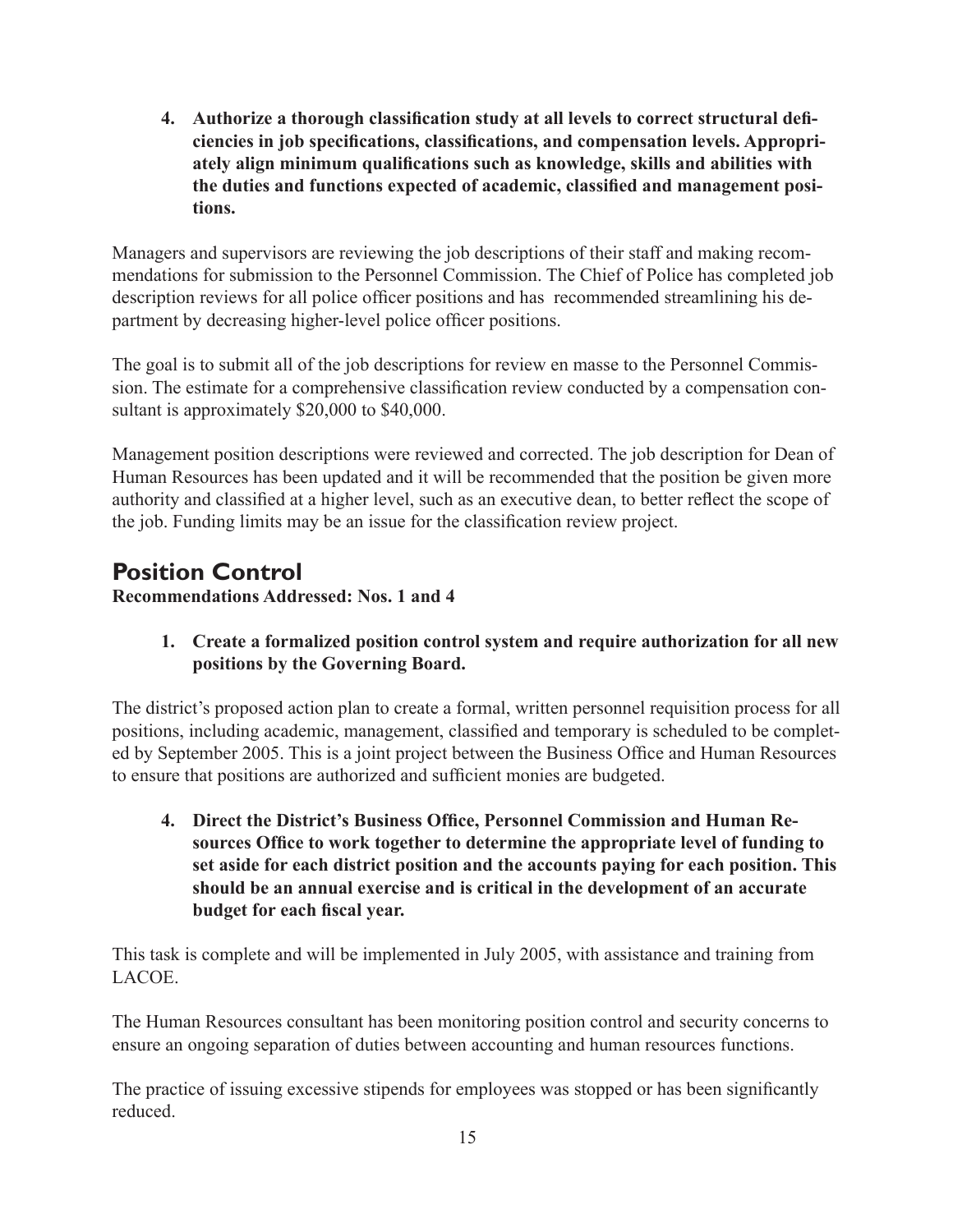4. **Authorize a thorough classification study at all levels to correct structural deficiencies in job specifications, classifications, and compensation levels. Appropriately align minimum qualifications such as knowledge, skills and abilities with the duties and functions expected of academic, classified and management positions.**

Managers and supervisors are reviewing the job descriptions of their staff and making recommendations for submission to the Personnel Commission. The Chief of Police has completed job description reviews for all police officer positions and has recommended streamlining his department by decreasing higher-level police officer positions.

The goal is to submit all of the job descriptions for review en masse to the Personnel Commission. The estimate for a comprehensive classification review conducted by a compensation consultant is approximately $20,000 to $40,000.

Management position descriptions were reviewed and corrected. The job description for Dean of Human Resources has been updated and it will be recommended that the position be given more authority and classified at a higher level, such as an executive dean, to better reflect the scope of the job. Funding limits may be an issue for the classification review project.

## Position Control

**Recommendations Addressed: Nos. 1 and 4**

1. **Create a formalized position control system and require authorization for all new positions by the Governing Board.**

The district's proposed action plan to create a formal, written personnel requisition process for all positions, including academic, management, classified and temporary is scheduled to be completed by September 2005. This is a joint project between the Business Office and Human Resources to ensure that positions are authorized and sufficient monies are budgeted.

4. **Direct the District's Business Office, Personnel Commission and Human Resources Office to work together to determine the appropriate level of funding to set aside for each district position and the accounts paying for each position. This should be an annual exercise and is critical in the development of an accurate budget for each fiscal year.**

This task is complete and will be implemented in July 2005, with assistance and training from LACOE.

The Human Resources consultant has been monitoring position control and security concerns to ensure an ongoing separation of duties between accounting and human resources functions.

The practice of issuing excessive stipends for employees was stopped or has been significantly reduced.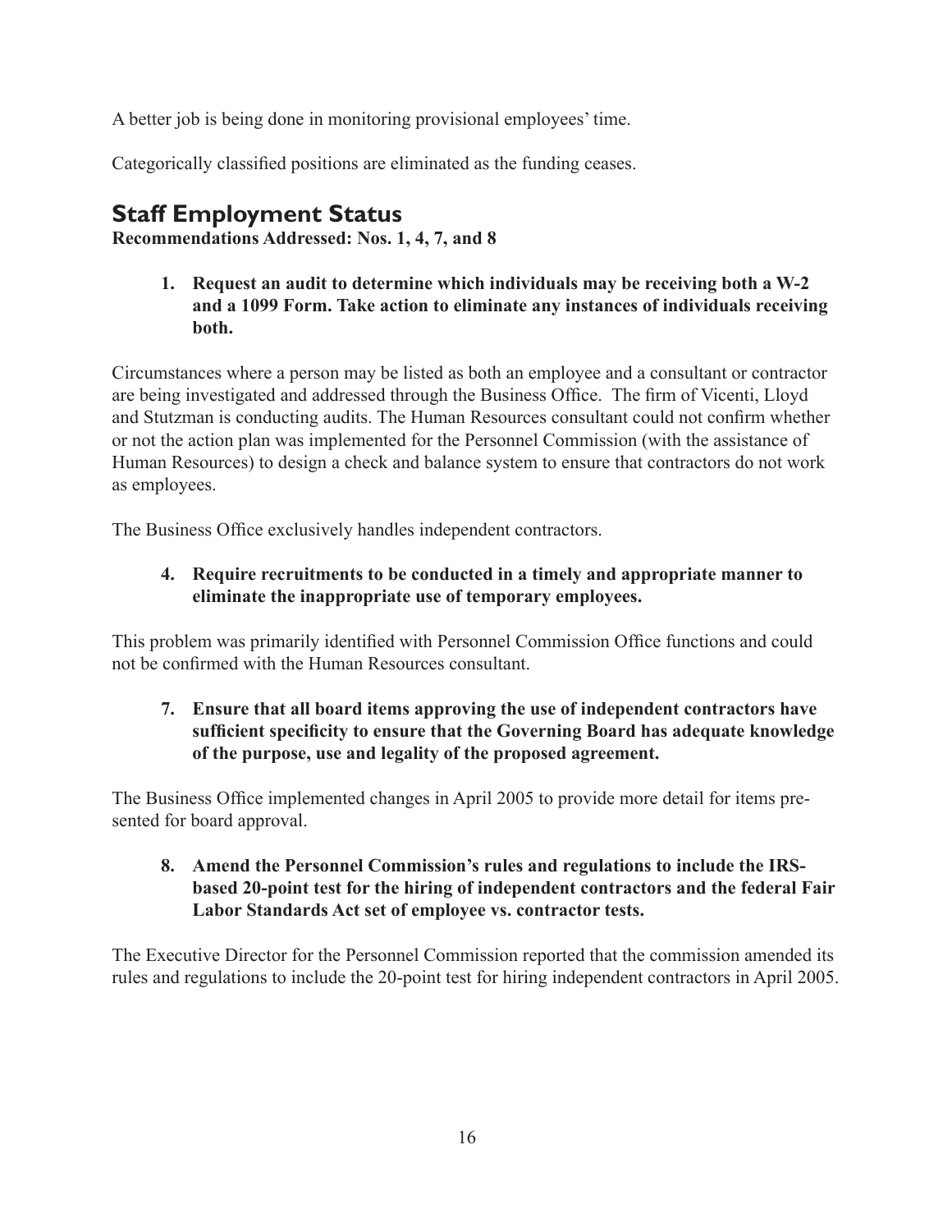A better job is being done in monitoring provisional employees' time.

Categorically classified positions are eliminated as the funding ceases.

## Staff Employment Status

**Recommendations Addressed: Nos. 1, 4, 7, and 8**

> **1. Request an audit to determine which individuals may be receiving both a W-2 and a 1099 Form. Take action to eliminate any instances of individuals receiving both.**

Circumstances where a person may be listed as both an employee and a consultant or contractor are being investigated and addressed through the Business Office. The firm of Vicenti, Lloyd and Stutzman is conducting audits. The Human Resources consultant could not confirm whether or not the action plan was implemented for the Personnel Commission (with the assistance of Human Resources) to design a check and balance system to ensure that contractors do not work as employees.

The Business Office exclusively handles independent contractors.

> **4. Require recruitments to be conducted in a timely and appropriate manner to eliminate the inappropriate use of temporary employees.**

This problem was primarily identified with Personnel Commission Office functions and could not be confirmed with the Human Resources consultant.

> **7. Ensure that all board items approving the use of independent contractors have sufficient specificity to ensure that the Governing Board has adequate knowledge of the purpose, use and legality of the proposed agreement.**

The Business Office implemented changes in April 2005 to provide more detail for items presented for board approval.

> **8. Amend the Personnel Commission's rules and regulations to include the IRS-based 20-point test for the hiring of independent contractors and the federal Fair Labor Standards Act set of employee vs. contractor tests.**

The Executive Director for the Personnel Commission reported that the commission amended its rules and regulations to include the 20-point test for hiring independent contractors in April 2005.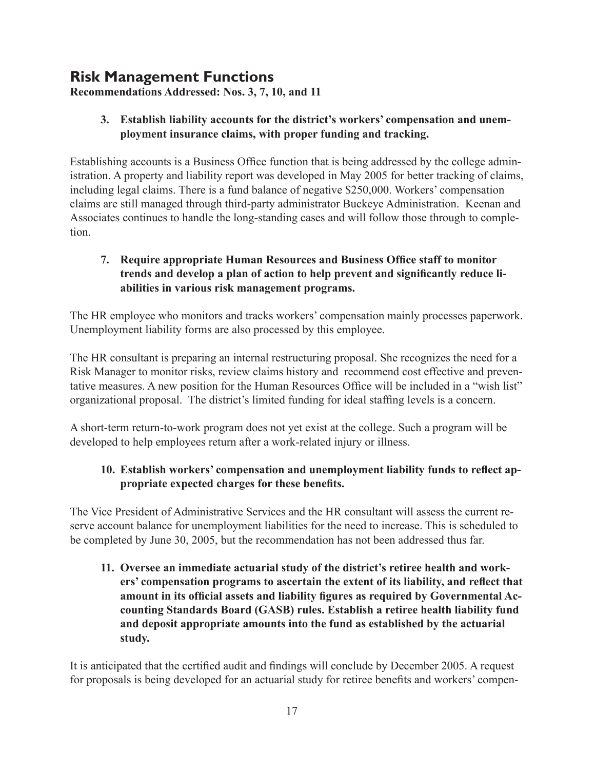## Risk Management Functions

**Recommendations Addressed: Nos. 3, 7, 10, and 11**

3. **Establish liability accounts for the district's workers' compensation and unemployment insurance claims, with proper funding and tracking.**

Establishing accounts is a Business Office function that is being addressed by the college administration. A property and liability report was developed in May 2005 for better tracking of claims, including legal claims. There is a fund balance of negative $250,000. Workers' compensation claims are still managed through third-party administrator Buckeye Administration. Keenan and Associates continues to handle the long-standing cases and will follow those through to completion.

7. **Require appropriate Human Resources and Business Office staff to monitor trends and develop a plan of action to help prevent and significantly reduce liabilities in various risk management programs.**

The HR employee who monitors and tracks workers' compensation mainly processes paperwork. Unemployment liability forms are also processed by this employee.

The HR consultant is preparing an internal restructuring proposal. She recognizes the need for a Risk Manager to monitor risks, review claims history and recommend cost effective and preventative measures. A new position for the Human Resources Office will be included in a "wish list" organizational proposal. The district's limited funding for ideal staffing levels is a concern.

A short-term return-to-work program does not yet exist at the college. Such a program will be developed to help employees return after a work-related injury or illness.

10. **Establish workers' compensation and unemployment liability funds to reflect appropriate expected charges for these benefits.**

The Vice President of Administrative Services and the HR consultant will assess the current reserve account balance for unemployment liabilities for the need to increase. This is scheduled to be completed by June 30, 2005, but the recommendation has not been addressed thus far.

11. **Oversee an immediate actuarial study of the district's retiree health and workers' compensation programs to ascertain the extent of its liability, and reflect that amount in its official assets and liability figures as required by Governmental Accounting Standards Board (GASB) rules. Establish a retiree health liability fund and deposit appropriate amounts into the fund as established by the actuarial study.**

It is anticipated that the certified audit and findings will conclude by December 2005. A request for proposals is being developed for an actuarial study for retiree benefits and workers' compen-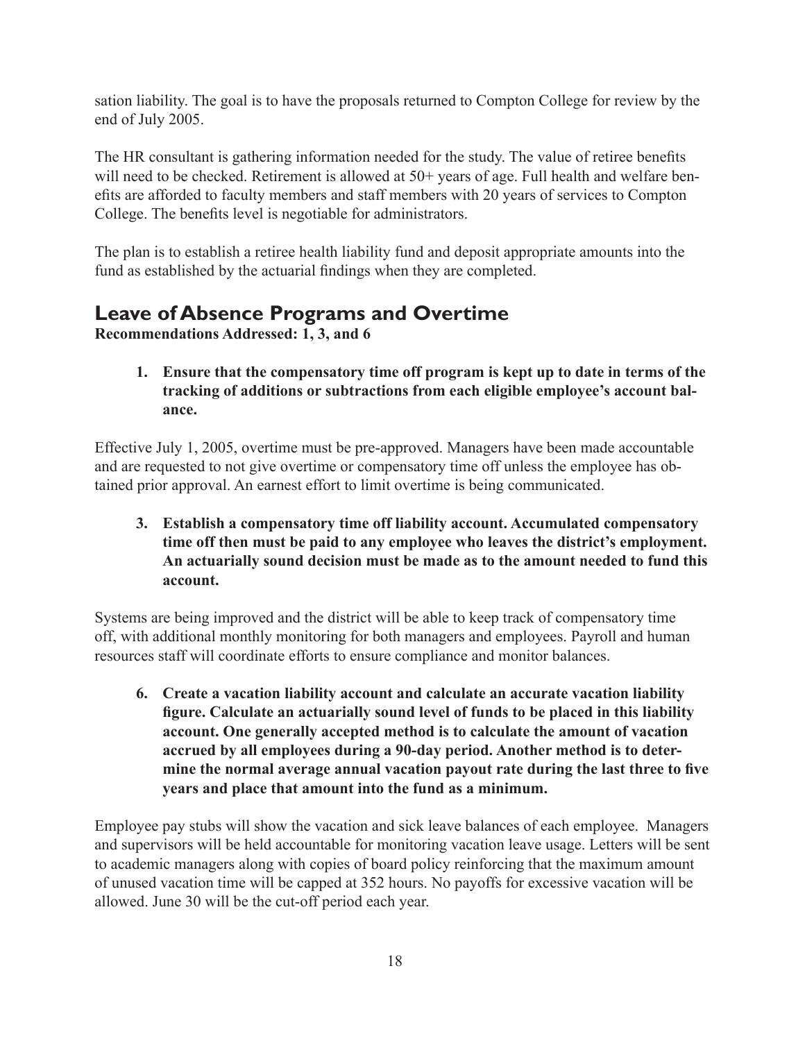sation liability. The goal is to have the proposals returned to Compton College for review by the end of July 2005.

The HR consultant is gathering information needed for the study. The value of retiree benefits will need to be checked. Retirement is allowed at 50+ years of age. Full health and welfare benefits are afforded to faculty members and staff members with 20 years of services to Compton College. The benefits level is negotiable for administrators.

The plan is to establish a retiree health liability fund and deposit appropriate amounts into the fund as established by the actuarial findings when they are completed.

## Leave of Absence Programs and Overtime

**Recommendations Addressed: 1, 3, and 6**

> **1. Ensure that the compensatory time off program is kept up to date in terms of the tracking of additions or subtractions from each eligible employee's account balance.**

Effective July 1, 2005, overtime must be pre-approved. Managers have been made accountable and are requested to not give overtime or compensatory time off unless the employee has obtained prior approval. An earnest effort to limit overtime is being communicated.

> **3. Establish a compensatory time off liability account. Accumulated compensatory time off then must be paid to any employee who leaves the district's employment. An actuarially sound decision must be made as to the amount needed to fund this account.**

Systems are being improved and the district will be able to keep track of compensatory time off, with additional monthly monitoring for both managers and employees. Payroll and human resources staff will coordinate efforts to ensure compliance and monitor balances.

> **6. Create a vacation liability account and calculate an accurate vacation liability figure. Calculate an actuarially sound level of funds to be placed in this liability account. One generally accepted method is to calculate the amount of vacation accrued by all employees during a 90-day period. Another method is to determine the normal average annual vacation payout rate during the last three to five years and place that amount into the fund as a minimum.**

Employee pay stubs will show the vacation and sick leave balances of each employee. Managers and supervisors will be held accountable for monitoring vacation leave usage. Letters will be sent to academic managers along with copies of board policy reinforcing that the maximum amount of unused vacation time will be capped at 352 hours. No payoffs for excessive vacation will be allowed. June 30 will be the cut-off period each year.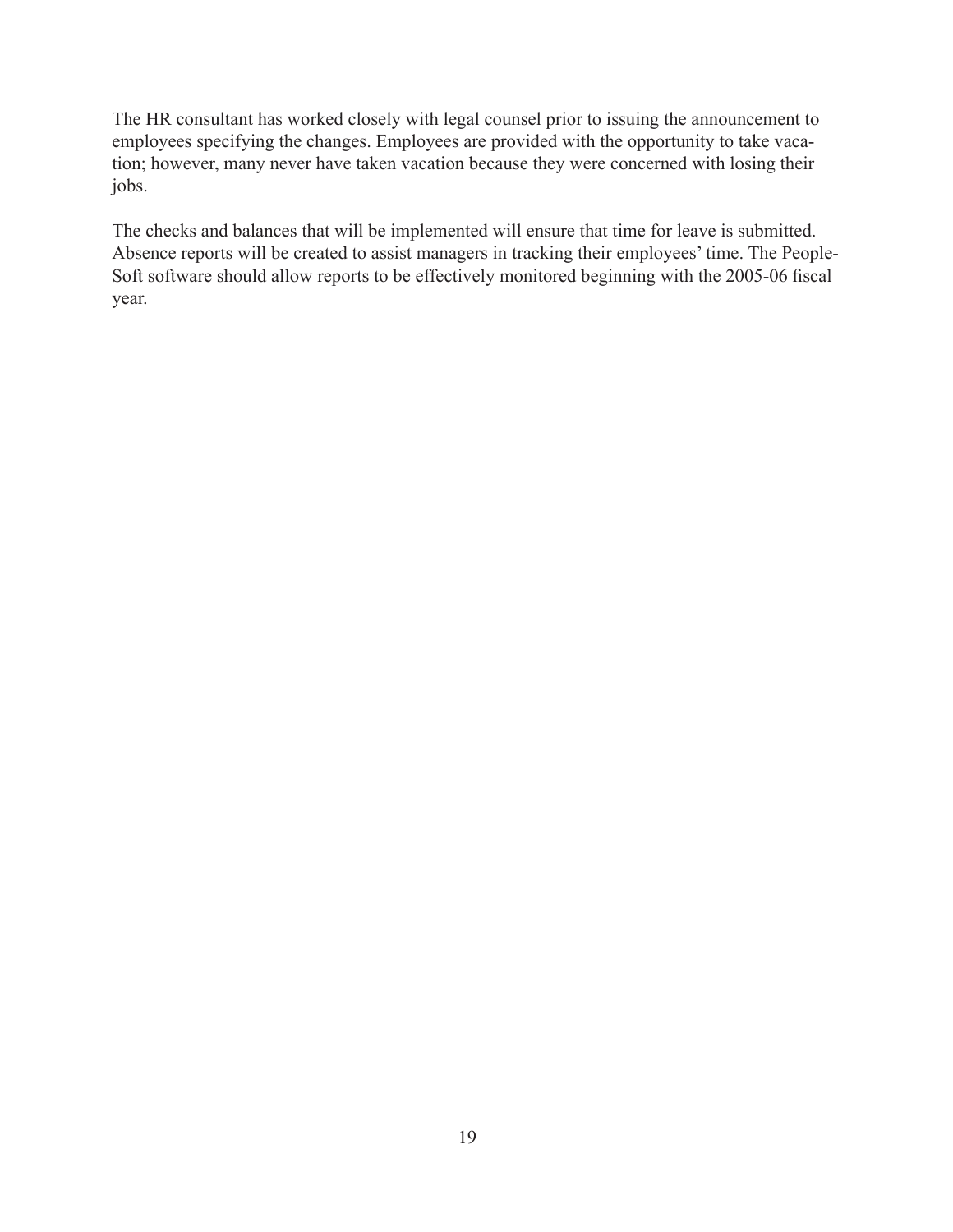The HR consultant has worked closely with legal counsel prior to issuing the announcement to employees specifying the changes. Employees are provided with the opportunity to take vacation; however, many never have taken vacation because they were concerned with losing their jobs.

The checks and balances that will be implemented will ensure that time for leave is submitted. Absence reports will be created to assist managers in tracking their employees' time. The PeopleSoft software should allow reports to be effectively monitored beginning with the 2005-06 fiscal year.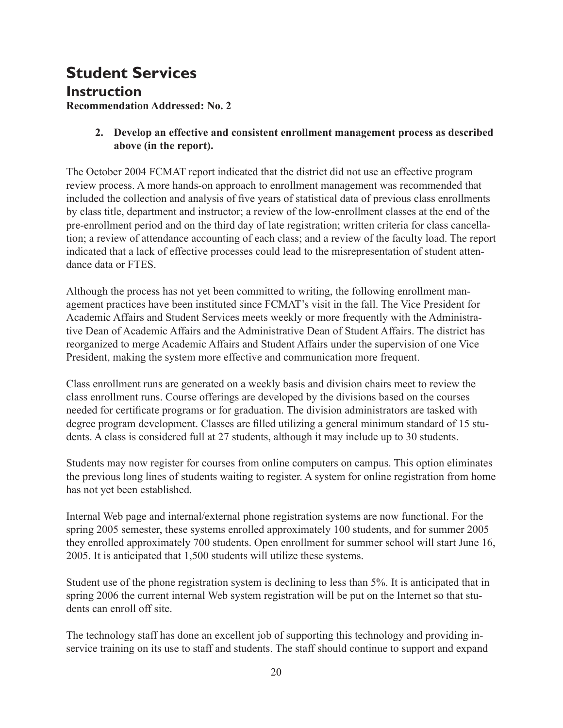# Student Services

## Instruction

**Recommendation Addressed: No. 2**

> **2. Develop an effective and consistent enrollment management process as described above (in the report).**

The October 2004 FCMAT report indicated that the district did not use an effective program review process. A more hands-on approach to enrollment management was recommended that included the collection and analysis of five years of statistical data of previous class enrollments by class title, department and instructor; a review of the low-enrollment classes at the end of the pre-enrollment period and on the third day of late registration; written criteria for class cancellation; a review of attendance accounting of each class; and a review of the faculty load. The report indicated that a lack of effective processes could lead to the misrepresentation of student attendance data or FTES.

Although the process has not yet been committed to writing, the following enrollment management practices have been instituted since FCMAT's visit in the fall. The Vice President for Academic Affairs and Student Services meets weekly or more frequently with the Administrative Dean of Academic Affairs and the Administrative Dean of Student Affairs. The district has reorganized to merge Academic Affairs and Student Affairs under the supervision of one Vice President, making the system more effective and communication more frequent.

Class enrollment runs are generated on a weekly basis and division chairs meet to review the class enrollment runs. Course offerings are developed by the divisions based on the courses needed for certificate programs or for graduation. The division administrators are tasked with degree program development. Classes are filled utilizing a general minimum standard of 15 students. A class is considered full at 27 students, although it may include up to 30 students.

Students may now register for courses from online computers on campus. This option eliminates the previous long lines of students waiting to register. A system for online registration from home has not yet been established.

Internal Web page and internal/external phone registration systems are now functional. For the spring 2005 semester, these systems enrolled approximately 100 students, and for summer 2005 they enrolled approximately 700 students. Open enrollment for summer school will start June 16, 2005. It is anticipated that 1,500 students will utilize these systems.

Student use of the phone registration system is declining to less than 5%. It is anticipated that in spring 2006 the current internal Web system registration will be put on the Internet so that students can enroll off site.

The technology staff has done an excellent job of supporting this technology and providing in-service training on its use to staff and students. The staff should continue to support and expand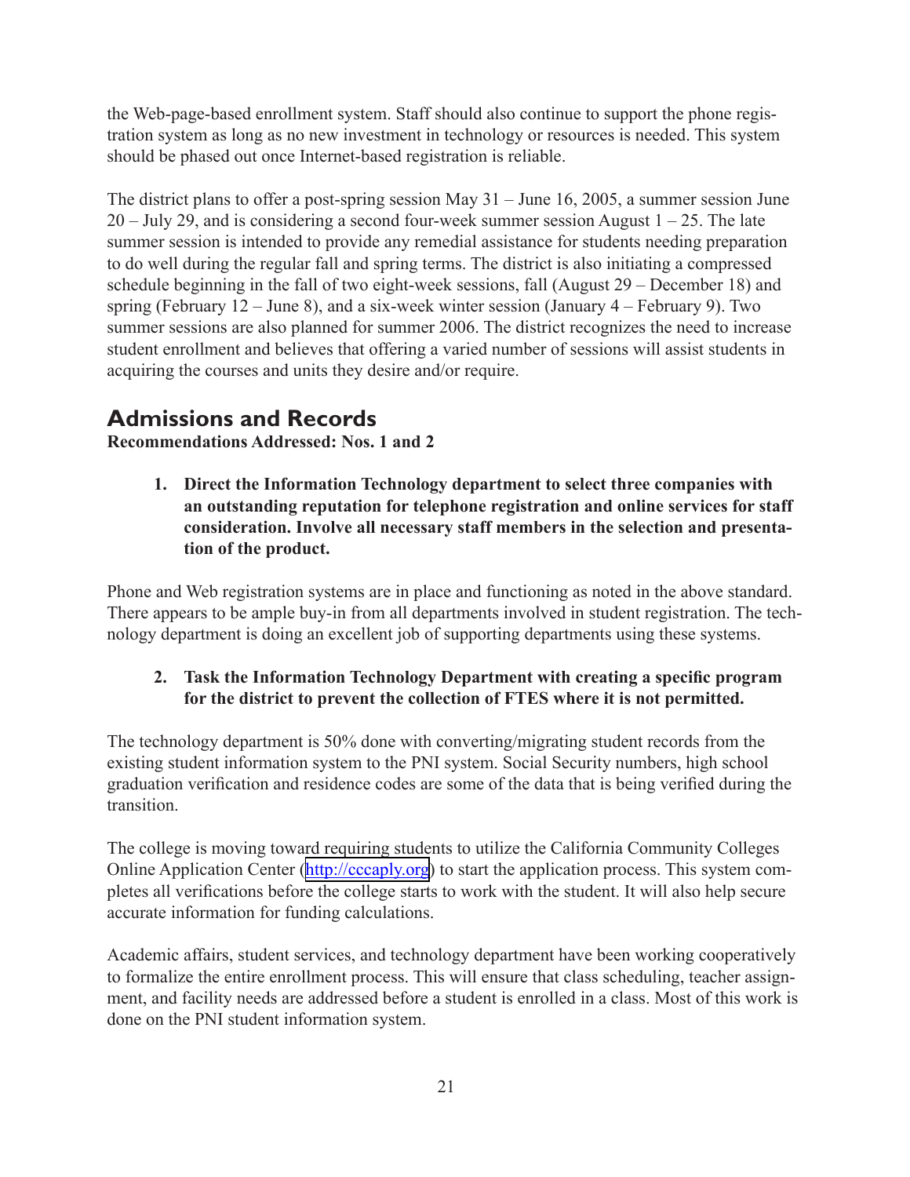the Web-page-based enrollment system. Staff should also continue to support the phone registration system as long as no new investment in technology or resources is needed. This system should be phased out once Internet-based registration is reliable.

The district plans to offer a post-spring session May 31 – June 16, 2005, a summer session June 20 – July 29, and is considering a second four-week summer session August 1 – 25. The late summer session is intended to provide any remedial assistance for students needing preparation to do well during the regular fall and spring terms. The district is also initiating a compressed schedule beginning in the fall of two eight-week sessions, fall (August 29 – December 18) and spring (February 12 – June 8), and a six-week winter session (January 4 – February 9). Two summer sessions are also planned for summer 2006. The district recognizes the need to increase student enrollment and believes that offering a varied number of sessions will assist students in acquiring the courses and units they desire and/or require.

## Admissions and Records

**Recommendations Addressed: Nos. 1 and 2**

1. **Direct the Information Technology department to select three companies with an outstanding reputation for telephone registration and online services for staff consideration. Involve all necessary staff members in the selection and presentation of the product.**

Phone and Web registration systems are in place and functioning as noted in the above standard. There appears to be ample buy-in from all departments involved in student registration. The technology department is doing an excellent job of supporting departments using these systems.

2. **Task the Information Technology Department with creating a specific program for the district to prevent the collection of FTES where it is not permitted.**

The technology department is 50% done with converting/migrating student records from the existing student information system to the PNI system. Social Security numbers, high school graduation verification and residence codes are some of the data that is being verified during the transition.

The college is moving toward requiring students to utilize the California Community Colleges Online Application Center (http://cccaply.org) to start the application process. This system completes all verifications before the college starts to work with the student. It will also help secure accurate information for funding calculations.

Academic affairs, student services, and technology department have been working cooperatively to formalize the entire enrollment process. This will ensure that class scheduling, teacher assignment, and facility needs are addressed before a student is enrolled in a class. Most of this work is done on the PNI student information system.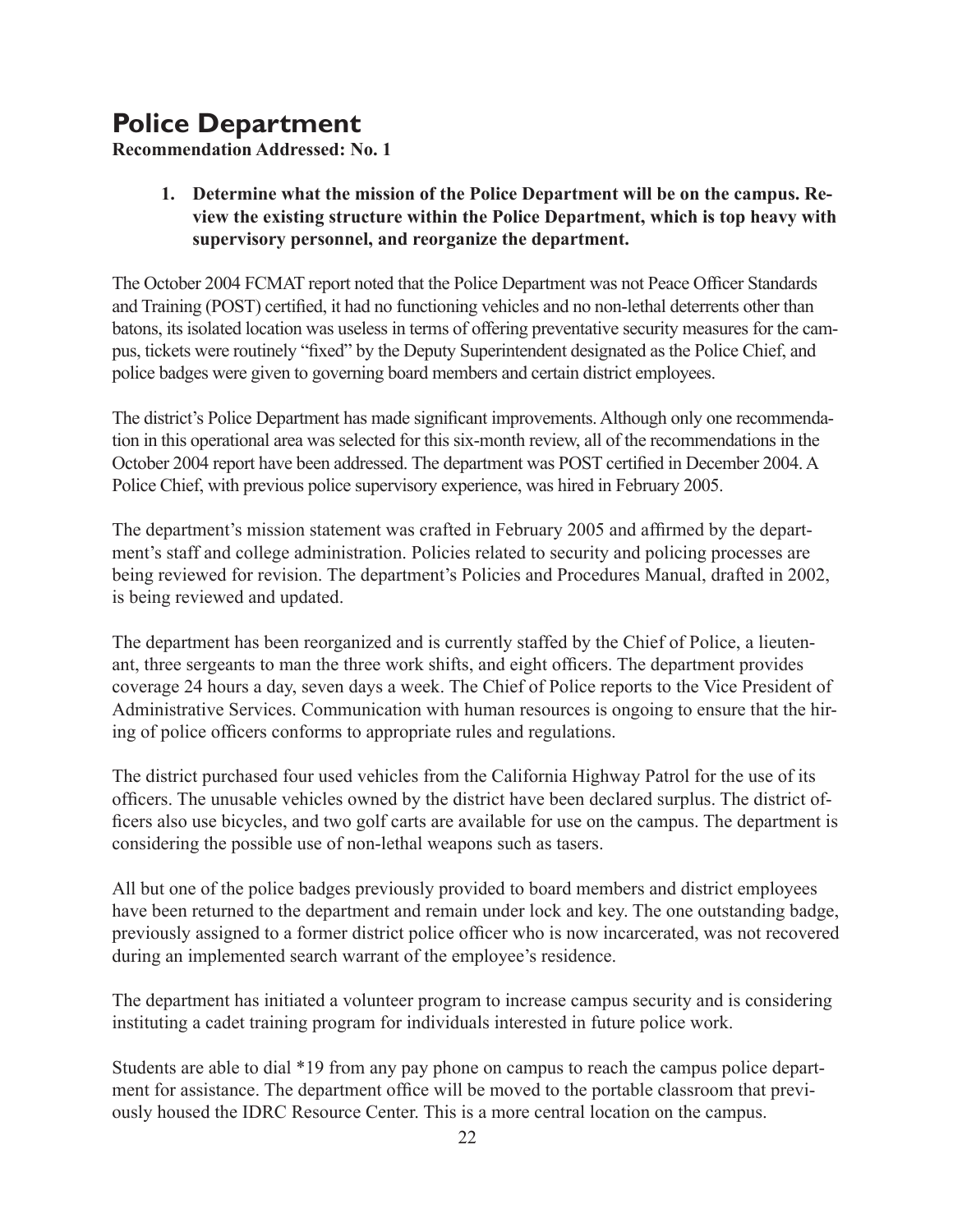# Police Department

**Recommendation Addressed: No. 1**

1. **Determine what the mission of the Police Department will be on the campus. Review the existing structure within the Police Department, which is top heavy with supervisory personnel, and reorganize the department.**

The October 2004 FCMAT report noted that the Police Department was not Peace Officer Standards and Training (POST) certified, it had no functioning vehicles and no non-lethal deterrents other than batons, its isolated location was useless in terms of offering preventative security measures for the campus, tickets were routinely "fixed" by the Deputy Superintendent designated as the Police Chief, and police badges were given to governing board members and certain district employees.

The district's Police Department has made significant improvements. Although only one recommendation in this operational area was selected for this six-month review, all of the recommendations in the October 2004 report have been addressed. The department was POST certified in December 2004. A Police Chief, with previous police supervisory experience, was hired in February 2005.

The department's mission statement was crafted in February 2005 and affirmed by the department's staff and college administration. Policies related to security and policing processes are being reviewed for revision. The department's Policies and Procedures Manual, drafted in 2002, is being reviewed and updated.

The department has been reorganized and is currently staffed by the Chief of Police, a lieutenant, three sergeants to man the three work shifts, and eight officers. The department provides coverage 24 hours a day, seven days a week. The Chief of Police reports to the Vice President of Administrative Services. Communication with human resources is ongoing to ensure that the hiring of police officers conforms to appropriate rules and regulations.

The district purchased four used vehicles from the California Highway Patrol for the use of its officers. The unusable vehicles owned by the district have been declared surplus. The district officers also use bicycles, and two golf carts are available for use on the campus. The department is considering the possible use of non-lethal weapons such as tasers.

All but one of the police badges previously provided to board members and district employees have been returned to the department and remain under lock and key. The one outstanding badge, previously assigned to a former district police officer who is now incarcerated, was not recovered during an implemented search warrant of the employee's residence.

The department has initiated a volunteer program to increase campus security and is considering instituting a cadet training program for individuals interested in future police work.

Students are able to dial *19 from any pay phone on campus to reach the campus police department for assistance. The department office will be moved to the portable classroom that previously housed the IDRC Resource Center. This is a more central location on the campus.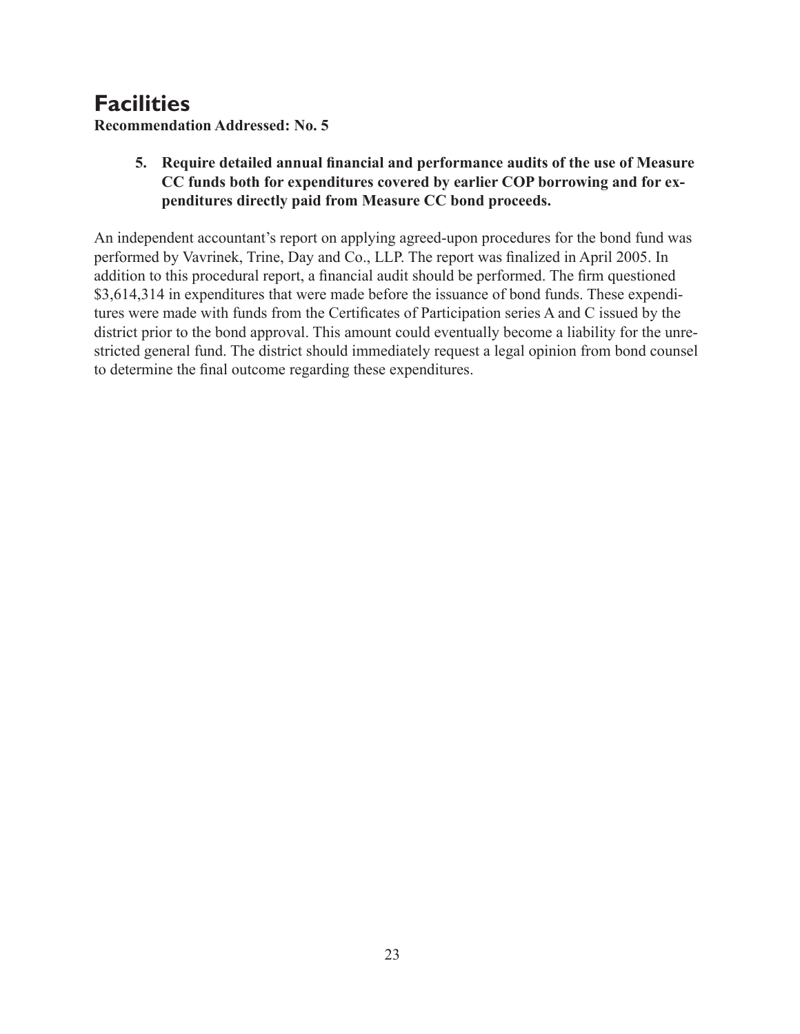# Facilities

**Recommendation Addressed: No. 5**

> **5. Require detailed annual financial and performance audits of the use of Measure CC funds both for expenditures covered by earlier COP borrowing and for expenditures directly paid from Measure CC bond proceeds.**

An independent accountant's report on applying agreed-upon procedures for the bond fund was performed by Vavrinek, Trine, Day and Co., LLP. The report was finalized in April 2005. In addition to this procedural report, a financial audit should be performed. The firm questioned $3,614,314 in expenditures that were made before the issuance of bond funds. These expenditures were made with funds from the Certificates of Participation series A and C issued by the district prior to the bond approval. This amount could eventually become a liability for the unrestricted general fund. The district should immediately request a legal opinion from bond counsel to determine the final outcome regarding these expenditures.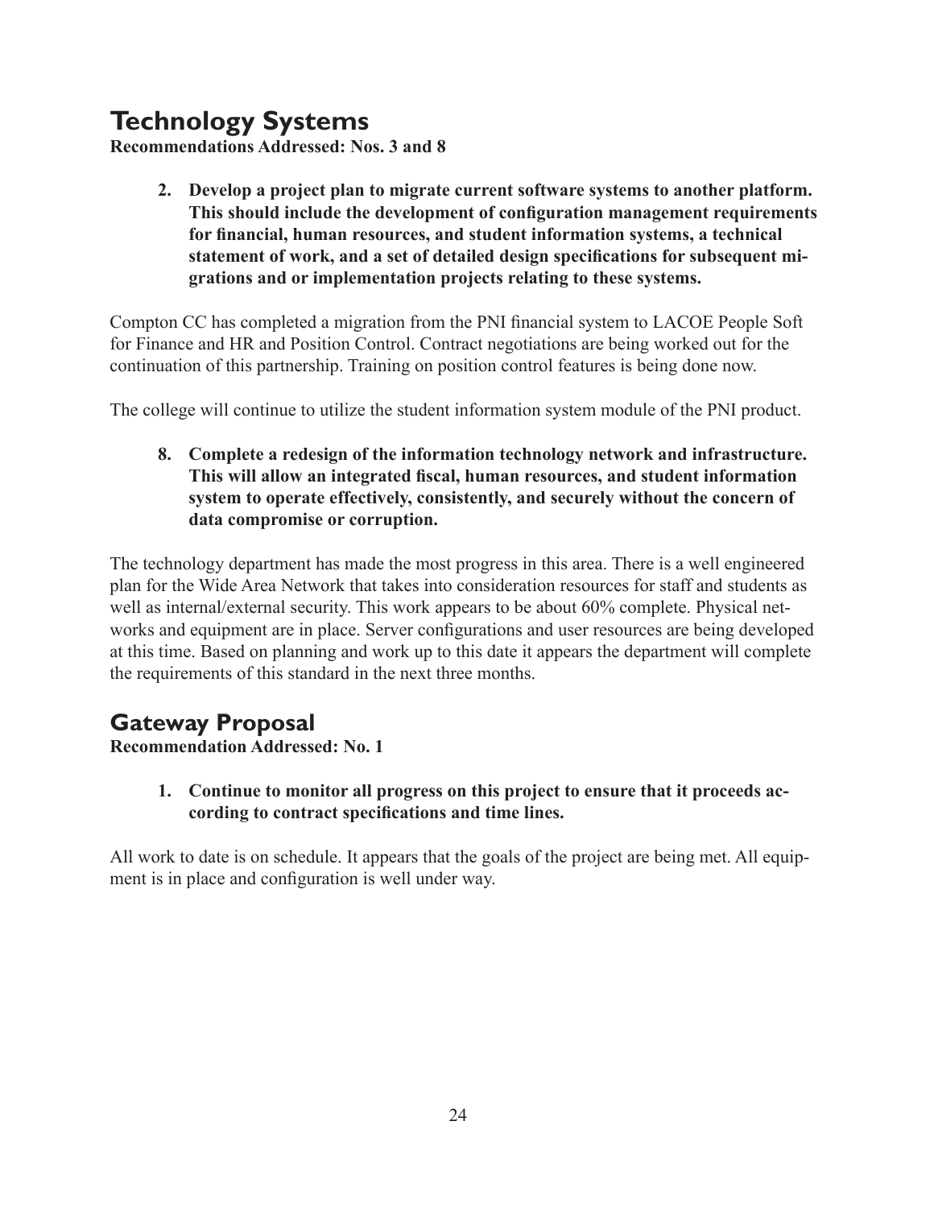## Technology Systems

**Recommendations Addressed: Nos. 3 and 8**

> **2. Develop a project plan to migrate current software systems to another platform. This should include the development of configuration management requirements for financial, human resources, and student information systems, a technical statement of work, and a set of detailed design specifications for subsequent migrations and or implementation projects relating to these systems.**

Compton CC has completed a migration from the PNI financial system to LACOE People Soft for Finance and HR and Position Control. Contract negotiations are being worked out for the continuation of this partnership. Training on position control features is being done now.

The college will continue to utilize the student information system module of the PNI product.

> **8. Complete a redesign of the information technology network and infrastructure. This will allow an integrated fiscal, human resources, and student information system to operate effectively, consistently, and securely without the concern of data compromise or corruption.**

The technology department has made the most progress in this area. There is a well engineered plan for the Wide Area Network that takes into consideration resources for staff and students as well as internal/external security. This work appears to be about 60% complete. Physical networks and equipment are in place. Server configurations and user resources are being developed at this time. Based on planning and work up to this date it appears the department will complete the requirements of this standard in the next three months.

## Gateway Proposal

**Recommendation Addressed: No. 1**

> **1. Continue to monitor all progress on this project to ensure that it proceeds according to contract specifications and time lines.**

All work to date is on schedule. It appears that the goals of the project are being met. All equipment is in place and configuration is well under way.